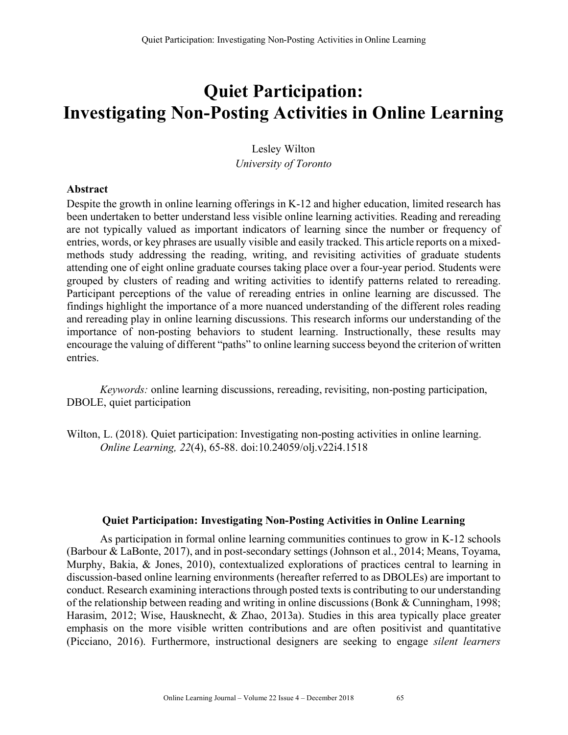# Quiet Participation: Investigating Non-Posting Activities in Online Learning

Lesley Wilton
*University of Toronto*

**Abstract**

Despite the growth in online learning offerings in K-12 and higher education, limited research has been undertaken to better understand less visible online learning activities. Reading and rereading are not typically valued as important indicators of learning since the number or frequency of entries, words, or key phrases are usually visible and easily tracked. This article reports on a mixed-methods study addressing the reading, writing, and revisiting activities of graduate students attending one of eight online graduate courses taking place over a four-year period. Students were grouped by clusters of reading and writing activities to identify patterns related to rereading. Participant perceptions of the value of rereading entries in online learning are discussed. The findings highlight the importance of a more nuanced understanding of the different roles reading and rereading play in online learning discussions. This research informs our understanding of the importance of non-posting behaviors to student learning. Instructionally, these results may encourage the valuing of different "paths" to online learning success beyond the criterion of written entries.

*Keywords:* online learning discussions, rereading, revisiting, non-posting participation, DBOLE, quiet participation

Wilton, L. (2018). Quiet participation: Investigating non-posting activities in online learning. *Online Learning, 22*(4), 65-88. doi:10.24059/olj.v22i4.1518

## Quiet Participation: Investigating Non-Posting Activities in Online Learning

As participation in formal online learning communities continues to grow in K-12 schools (Barbour & LaBonte, 2017), and in post-secondary settings (Johnson et al., 2014; Means, Toyama, Murphy, Bakia, & Jones, 2010), contextualized explorations of practices central to learning in discussion-based online learning environments (hereafter referred to as DBOLEs) are important to conduct. Research examining interactions through posted texts is contributing to our understanding of the relationship between reading and writing in online discussions (Bonk & Cunningham, 1998; Harasim, 2012; Wise, Hausknecht, & Zhao, 2013a). Studies in this area typically place greater emphasis on the more visible written contributions and are often positivist and quantitative (Picciano, 2016). Furthermore, instructional designers are seeking to engage *silent learners*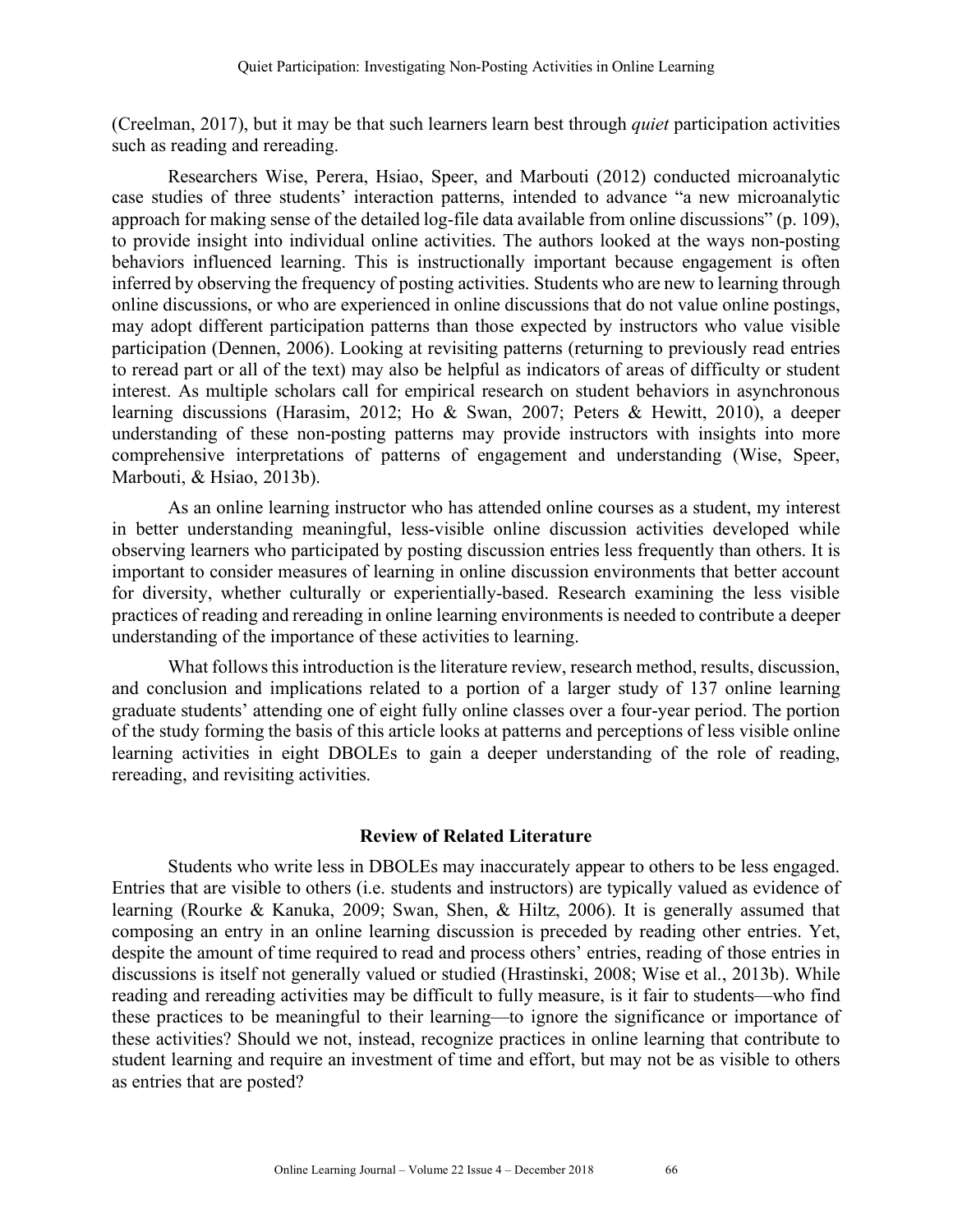(Creelman, 2017), but it may be that such learners learn best through *quiet* participation activities such as reading and rereading.

Researchers Wise, Perera, Hsiao, Speer, and Marbouti (2012) conducted microanalytic case studies of three students' interaction patterns, intended to advance "a new microanalytic approach for making sense of the detailed log-file data available from online discussions" (p. 109), to provide insight into individual online activities. The authors looked at the ways non-posting behaviors influenced learning. This is instructionally important because engagement is often inferred by observing the frequency of posting activities. Students who are new to learning through online discussions, or who are experienced in online discussions that do not value online postings, may adopt different participation patterns than those expected by instructors who value visible participation (Dennen, 2006). Looking at revisiting patterns (returning to previously read entries to reread part or all of the text) may also be helpful as indicators of areas of difficulty or student interest. As multiple scholars call for empirical research on student behaviors in asynchronous learning discussions (Harasim, 2012; Ho & Swan, 2007; Peters & Hewitt, 2010), a deeper understanding of these non-posting patterns may provide instructors with insights into more comprehensive interpretations of patterns of engagement and understanding (Wise, Speer, Marbouti, & Hsiao, 2013b).

As an online learning instructor who has attended online courses as a student, my interest in better understanding meaningful, less-visible online discussion activities developed while observing learners who participated by posting discussion entries less frequently than others. It is important to consider measures of learning in online discussion environments that better account for diversity, whether culturally or experientially-based. Research examining the less visible practices of reading and rereading in online learning environments is needed to contribute a deeper understanding of the importance of these activities to learning.

What follows this introduction is the literature review, research method, results, discussion, and conclusion and implications related to a portion of a larger study of 137 online learning graduate students' attending one of eight fully online classes over a four-year period. The portion of the study forming the basis of this article looks at patterns and perceptions of less visible online learning activities in eight DBOLEs to gain a deeper understanding of the role of reading, rereading, and revisiting activities.

## Review of Related Literature

Students who write less in DBOLEs may inaccurately appear to others to be less engaged. Entries that are visible to others (i.e. students and instructors) are typically valued as evidence of learning (Rourke & Kanuka, 2009; Swan, Shen, & Hiltz, 2006). It is generally assumed that composing an entry in an online learning discussion is preceded by reading other entries. Yet, despite the amount of time required to read and process others' entries, reading of those entries in discussions is itself not generally valued or studied (Hrastinski, 2008; Wise et al., 2013b). While reading and rereading activities may be difficult to fully measure, is it fair to students—who find these practices to be meaningful to their learning—to ignore the significance or importance of these activities? Should we not, instead, recognize practices in online learning that contribute to student learning and require an investment of time and effort, but may not be as visible to others as entries that are posted?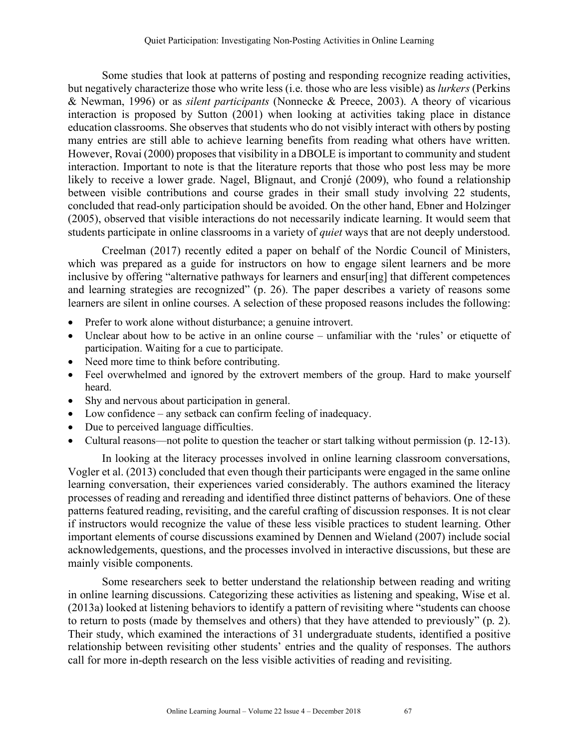Some studies that look at patterns of posting and responding recognize reading activities, but negatively characterize those who write less (i.e. those who are less visible) as *lurkers* (Perkins & Newman, 1996) or as *silent participants* (Nonnecke & Preece, 2003). A theory of vicarious interaction is proposed by Sutton (2001) when looking at activities taking place in distance education classrooms. She observes that students who do not visibly interact with others by posting many entries are still able to achieve learning benefits from reading what others have written. However, Rovai (2000) proposes that visibility in a DBOLE is important to community and student interaction. Important to note is that the literature reports that those who post less may be more likely to receive a lower grade. Nagel, Blignaut, and Cronjé (2009), who found a relationship between visible contributions and course grades in their small study involving 22 students, concluded that read-only participation should be avoided. On the other hand, Ebner and Holzinger (2005), observed that visible interactions do not necessarily indicate learning. It would seem that students participate in online classrooms in a variety of *quiet* ways that are not deeply understood.

Creelman (2017) recently edited a paper on behalf of the Nordic Council of Ministers, which was prepared as a guide for instructors on how to engage silent learners and be more inclusive by offering "alternative pathways for learners and ensur[ing] that different competences and learning strategies are recognized" (p. 26). The paper describes a variety of reasons some learners are silent in online courses. A selection of these proposed reasons includes the following:

- Prefer to work alone without disturbance; a genuine introvert.
- Unclear about how to be active in an online course – unfamiliar with the 'rules' or etiquette of participation. Waiting for a cue to participate.
- Need more time to think before contributing.
- Feel overwhelmed and ignored by the extrovert members of the group. Hard to make yourself heard.
- Shy and nervous about participation in general.
- Low confidence – any setback can confirm feeling of inadequacy.
- Due to perceived language difficulties.
- Cultural reasons—not polite to question the teacher or start talking without permission (p. 12-13).

In looking at the literacy processes involved in online learning classroom conversations, Vogler et al. (2013) concluded that even though their participants were engaged in the same online learning conversation, their experiences varied considerably. The authors examined the literacy processes of reading and rereading and identified three distinct patterns of behaviors. One of these patterns featured reading, revisiting, and the careful crafting of discussion responses. It is not clear if instructors would recognize the value of these less visible practices to student learning. Other important elements of course discussions examined by Dennen and Wieland (2007) include social acknowledgements, questions, and the processes involved in interactive discussions, but these are mainly visible components.

Some researchers seek to better understand the relationship between reading and writing in online learning discussions. Categorizing these activities as listening and speaking, Wise et al. (2013a) looked at listening behaviors to identify a pattern of revisiting where "students can choose to return to posts (made by themselves and others) that they have attended to previously" (p. 2). Their study, which examined the interactions of 31 undergraduate students, identified a positive relationship between revisiting other students' entries and the quality of responses. The authors call for more in-depth research on the less visible activities of reading and revisiting.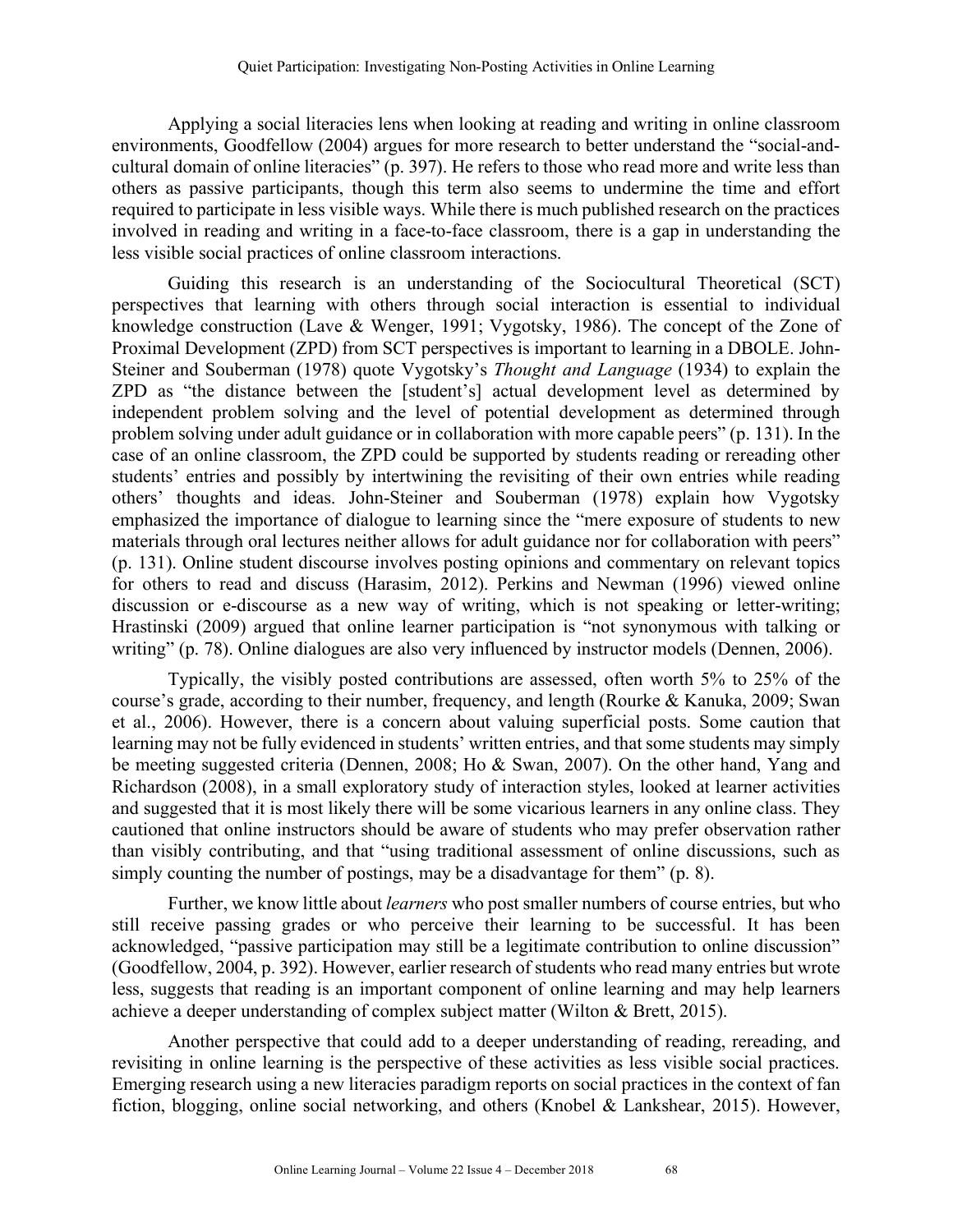Applying a social literacies lens when looking at reading and writing in online classroom environments, Goodfellow (2004) argues for more research to better understand the "social-and-cultural domain of online literacies" (p. 397). He refers to those who read more and write less than others as passive participants, though this term also seems to undermine the time and effort required to participate in less visible ways. While there is much published research on the practices involved in reading and writing in a face-to-face classroom, there is a gap in understanding the less visible social practices of online classroom interactions.

Guiding this research is an understanding of the Sociocultural Theoretical (SCT) perspectives that learning with others through social interaction is essential to individual knowledge construction (Lave & Wenger, 1991; Vygotsky, 1986). The concept of the Zone of Proximal Development (ZPD) from SCT perspectives is important to learning in a DBOLE. John-Steiner and Souberman (1978) quote Vygotsky's *Thought and Language* (1934) to explain the ZPD as "the distance between the [student's] actual development level as determined by independent problem solving and the level of potential development as determined through problem solving under adult guidance or in collaboration with more capable peers" (p. 131). In the case of an online classroom, the ZPD could be supported by students reading or rereading other students' entries and possibly by intertwining the revisiting of their own entries while reading others' thoughts and ideas. John-Steiner and Souberman (1978) explain how Vygotsky emphasized the importance of dialogue to learning since the "mere exposure of students to new materials through oral lectures neither allows for adult guidance nor for collaboration with peers" (p. 131). Online student discourse involves posting opinions and commentary on relevant topics for others to read and discuss (Harasim, 2012). Perkins and Newman (1996) viewed online discussion or e-discourse as a new way of writing, which is not speaking or letter-writing; Hrastinski (2009) argued that online learner participation is "not synonymous with talking or writing" (p. 78). Online dialogues are also very influenced by instructor models (Dennen, 2006).

Typically, the visibly posted contributions are assessed, often worth 5% to 25% of the course's grade, according to their number, frequency, and length (Rourke & Kanuka, 2009; Swan et al., 2006). However, there is a concern about valuing superficial posts. Some caution that learning may not be fully evidenced in students' written entries, and that some students may simply be meeting suggested criteria (Dennen, 2008; Ho & Swan, 2007). On the other hand, Yang and Richardson (2008), in a small exploratory study of interaction styles, looked at learner activities and suggested that it is most likely there will be some vicarious learners in any online class. They cautioned that online instructors should be aware of students who may prefer observation rather than visibly contributing, and that "using traditional assessment of online discussions, such as simply counting the number of postings, may be a disadvantage for them" (p. 8).

Further, we know little about *learners* who post smaller numbers of course entries, but who still receive passing grades or who perceive their learning to be successful. It has been acknowledged, "passive participation may still be a legitimate contribution to online discussion" (Goodfellow, 2004, p. 392). However, earlier research of students who read many entries but wrote less, suggests that reading is an important component of online learning and may help learners achieve a deeper understanding of complex subject matter (Wilton & Brett, 2015).

Another perspective that could add to a deeper understanding of reading, rereading, and revisiting in online learning is the perspective of these activities as less visible social practices. Emerging research using a new literacies paradigm reports on social practices in the context of fan fiction, blogging, online social networking, and others (Knobel & Lankshear, 2015). However,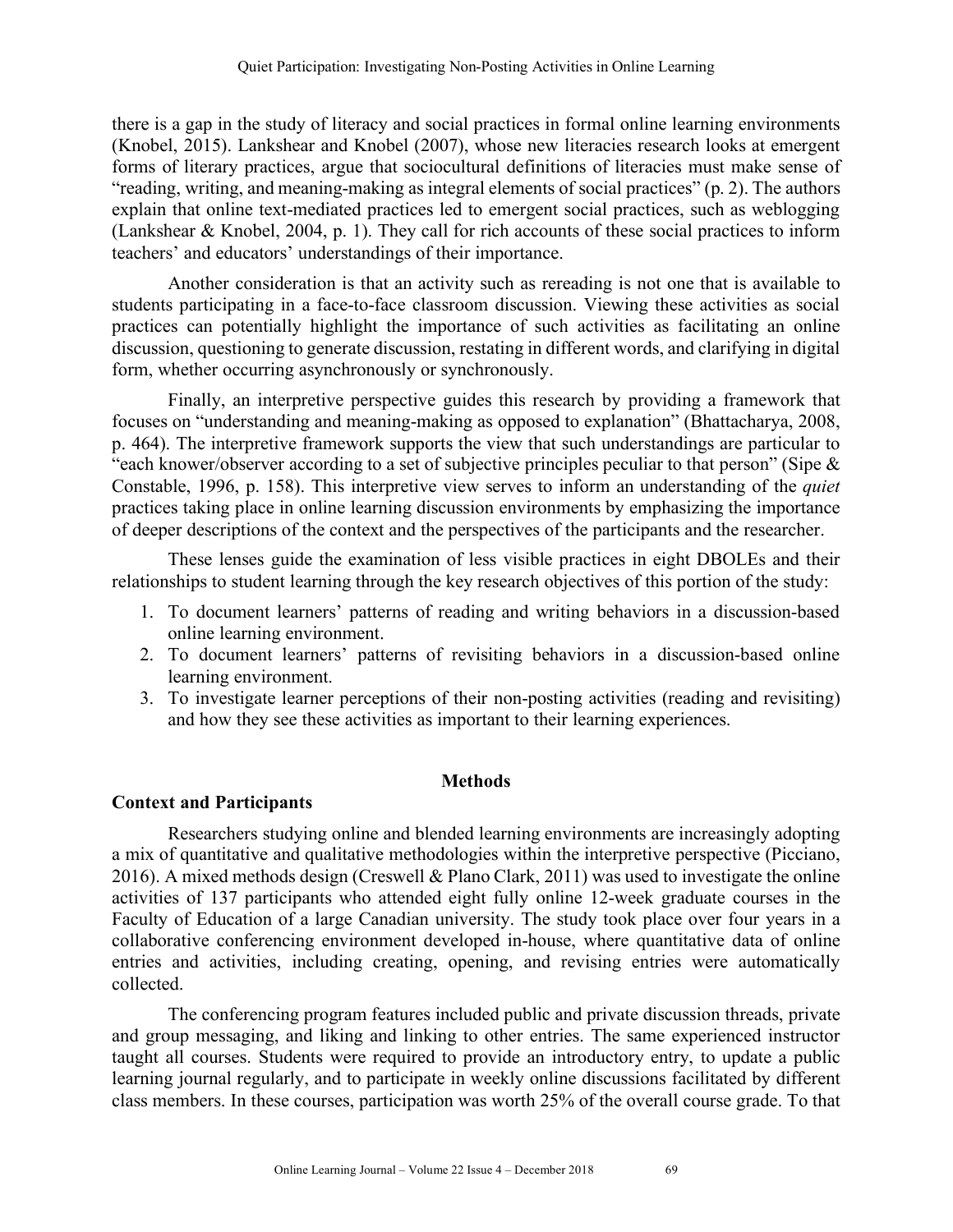there is a gap in the study of literacy and social practices in formal online learning environments (Knobel, 2015). Lankshear and Knobel (2007), whose new literacies research looks at emergent forms of literary practices, argue that sociocultural definitions of literacies must make sense of "reading, writing, and meaning-making as integral elements of social practices" (p. 2). The authors explain that online text-mediated practices led to emergent social practices, such as weblogging (Lankshear & Knobel, 2004, p. 1). They call for rich accounts of these social practices to inform teachers' and educators' understandings of their importance.

Another consideration is that an activity such as rereading is not one that is available to students participating in a face-to-face classroom discussion. Viewing these activities as social practices can potentially highlight the importance of such activities as facilitating an online discussion, questioning to generate discussion, restating in different words, and clarifying in digital form, whether occurring asynchronously or synchronously.

Finally, an interpretive perspective guides this research by providing a framework that focuses on "understanding and meaning-making as opposed to explanation" (Bhattacharya, 2008, p. 464). The interpretive framework supports the view that such understandings are particular to "each knower/observer according to a set of subjective principles peculiar to that person" (Sipe & Constable, 1996, p. 158). This interpretive view serves to inform an understanding of the *quiet* practices taking place in online learning discussion environments by emphasizing the importance of deeper descriptions of the context and the perspectives of the participants and the researcher.

These lenses guide the examination of less visible practices in eight DBOLEs and their relationships to student learning through the key research objectives of this portion of the study:

1. To document learners' patterns of reading and writing behaviors in a discussion-based online learning environment.
2. To document learners' patterns of revisiting behaviors in a discussion-based online learning environment.
3. To investigate learner perceptions of their non-posting activities (reading and revisiting) and how they see these activities as important to their learning experiences.

## Methods

### Context and Participants

Researchers studying online and blended learning environments are increasingly adopting a mix of quantitative and qualitative methodologies within the interpretive perspective (Picciano, 2016). A mixed methods design (Creswell & Plano Clark, 2011) was used to investigate the online activities of 137 participants who attended eight fully online 12-week graduate courses in the Faculty of Education of a large Canadian university. The study took place over four years in a collaborative conferencing environment developed in-house, where quantitative data of online entries and activities, including creating, opening, and revising entries were automatically collected.

The conferencing program features included public and private discussion threads, private and group messaging, and liking and linking to other entries. The same experienced instructor taught all courses. Students were required to provide an introductory entry, to update a public learning journal regularly, and to participate in weekly online discussions facilitated by different class members. In these courses, participation was worth 25% of the overall course grade. To that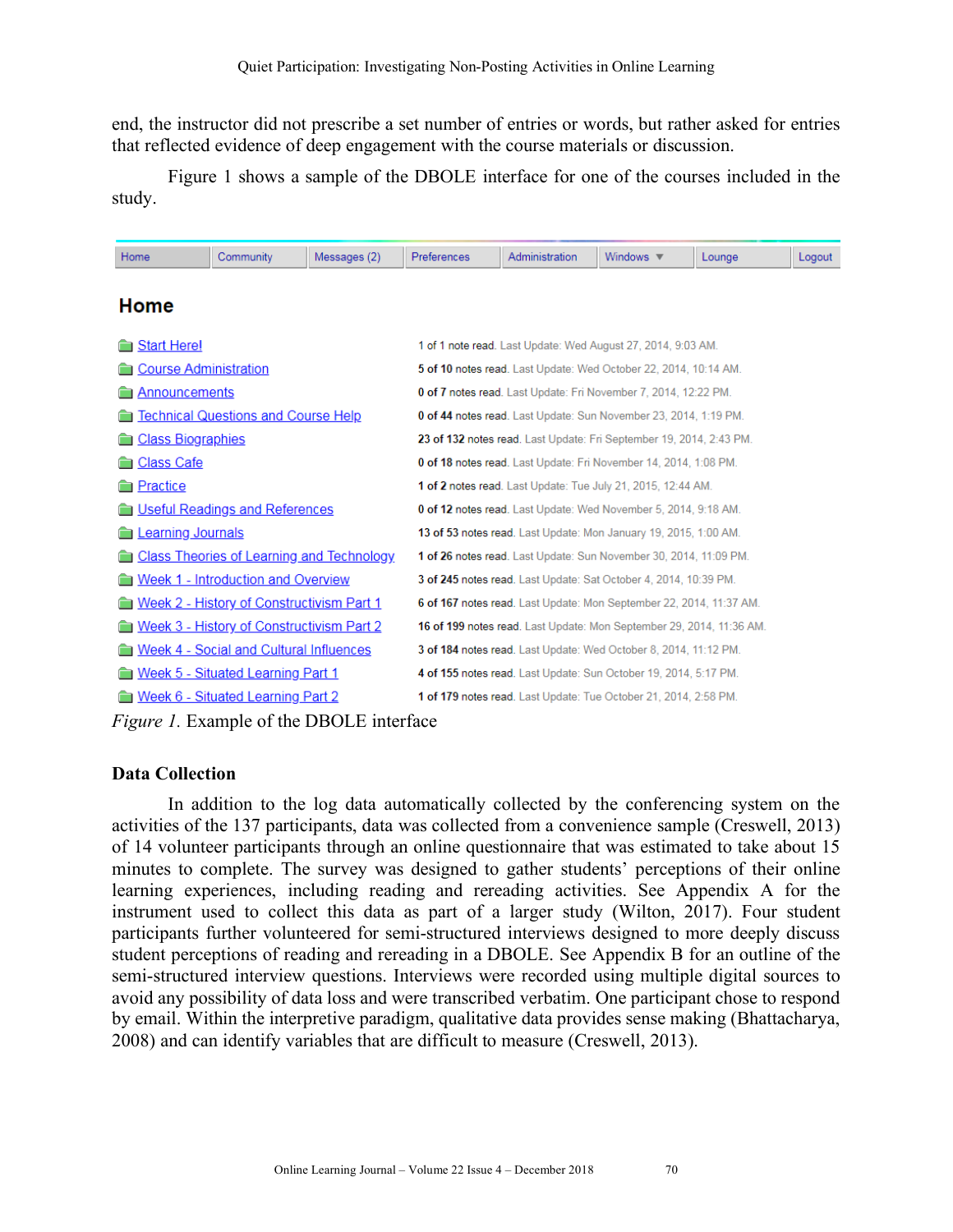end, the instructor did not prescribe a set number of entries or words, but rather asked for entries that reflected evidence of deep engagement with the course materials or discussion.

Figure 1 shows a sample of the DBOLE interface for one of the courses included in the study.

| Home | Community | Messages (2) | Preferences | Administration | Windows ▼ | Lounge | Logout |
|---|---|---|---|---|---|---|---|

## Home

| Folder | Status |
|---|---|
| Start Here! | **1** of **1** note read. Last Update: Wed August 27, 2014, 9:03 AM. |
| Course Administration | **5** of **10** notes read. Last Update: Wed October 22, 2014, 10:14 AM. |
| Announcements | **0** of **7** notes read. Last Update: Fri November 7, 2014, 12:22 PM. |
| Technical Questions and Course Help | **0** of **44** notes read. Last Update: Sun November 23, 2014, 1:19 PM. |
| Class Biographies | **23** of **132** notes read. Last Update: Fri September 19, 2014, 2:43 PM. |
| Class Cafe | **0** of **18** notes read. Last Update: Fri November 14, 2014, 1:08 PM. |
| Practice | **1** of **2** notes read. Last Update: Tue July 21, 2015, 12:44 AM. |
| Useful Readings and References | **0** of **12** notes read. Last Update: Wed November 5, 2014, 9:18 AM. |
| Learning Journals | **13** of **53** notes read. Last Update: Mon January 19, 2015, 1:00 AM. |
| Class Theories of Learning and Technology | **1** of **26** notes read. Last Update: Sun November 30, 2014, 11:09 PM. |
| Week 1 - Introduction and Overview | **3** of **245** notes read. Last Update: Sat October 4, 2014, 10:39 PM. |
| Week 2 - History of Constructivism Part 1 | **6** of **167** notes read. Last Update: Mon September 22, 2014, 11:37 AM. |
| Week 3 - History of Constructivism Part 2 | **16** of **199** notes read. Last Update: Mon September 29, 2014, 11:36 AM. |
| Week 4 - Social and Cultural Influences | **3** of **184** notes read. Last Update: Wed October 8, 2014, 11:12 PM. |
| Week 5 - Situated Learning Part 1 | **4** of **155** notes read. Last Update: Sun October 19, 2014, 5:17 PM. |
| Week 6 - Situated Learning Part 2 | **1** of **179** notes read. Last Update: Tue October 21, 2014, 2:58 PM. |

*Figure 1.* Example of the DBOLE interface

### Data Collection

In addition to the log data automatically collected by the conferencing system on the activities of the 137 participants, data was collected from a convenience sample (Creswell, 2013) of 14 volunteer participants through an online questionnaire that was estimated to take about 15 minutes to complete. The survey was designed to gather students' perceptions of their online learning experiences, including reading and rereading activities. See Appendix A for the instrument used to collect this data as part of a larger study (Wilton, 2017). Four student participants further volunteered for semi-structured interviews designed to more deeply discuss student perceptions of reading and rereading in a DBOLE. See Appendix B for an outline of the semi-structured interview questions. Interviews were recorded using multiple digital sources to avoid any possibility of data loss and were transcribed verbatim. One participant chose to respond by email. Within the interpretive paradigm, qualitative data provides sense making (Bhattacharya, 2008) and can identify variables that are difficult to measure (Creswell, 2013).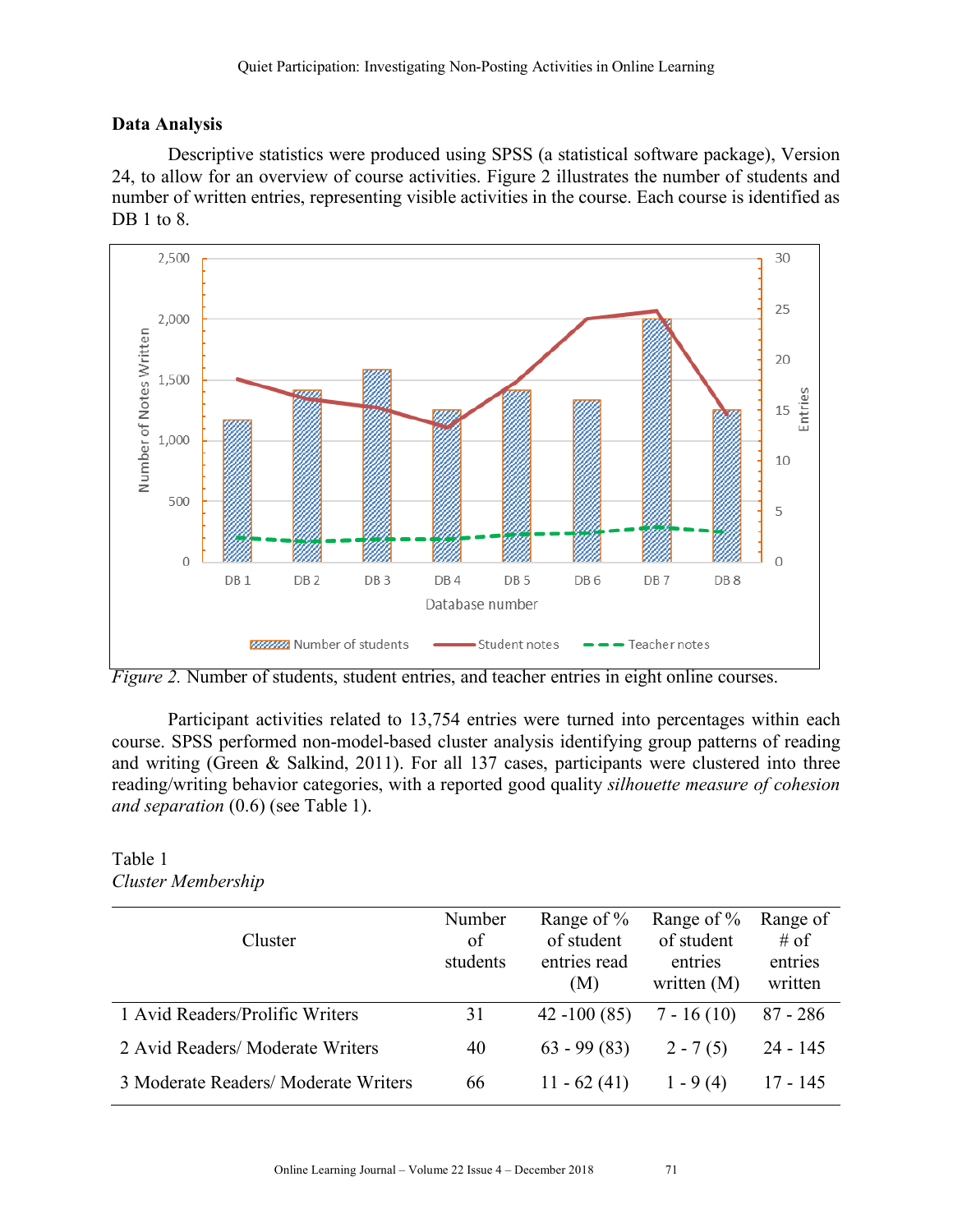## Data Analysis

Descriptive statistics were produced using SPSS (a statistical software package), Version 24, to allow for an overview of course activities. Figure 2 illustrates the number of students and number of written entries, representing visible activities in the course. Each course is identified as DB 1 to 8.

*Figure 2.* Number of students, student entries, and teacher entries in eight online courses.

Participant activities related to 13,754 entries were turned into percentages within each course. SPSS performed non-model-based cluster analysis identifying group patterns of reading and writing (Green & Salkind, 2011). For all 137 cases, participants were clustered into three reading/writing behavior categories, with a reported good quality *silhouette measure of cohesion and separation* (0.6) (see Table 1).

Table 1
*Cluster Membership*

| Cluster | Number of students | Range of % of student entries read (M) | Range of % of student entries written (M) | Range of # of entries written |
|---|---|---|---|---|
| 1 Avid Readers/Prolific Writers | 31 | 42 -100 (85) | 7 - 16 (10) | 87 - 286 |
| 2 Avid Readers/ Moderate Writers | 40 | 63 - 99 (83) | 2 - 7 (5) | 24 - 145 |
| 3 Moderate Readers/ Moderate Writers | 66 | 11 - 62 (41) | 1 - 9 (4) | 17 - 145 |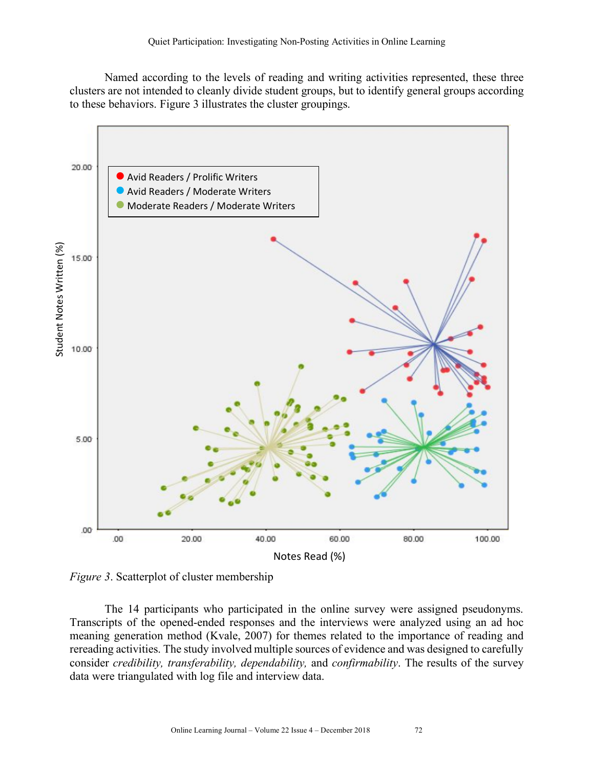Named according to the levels of reading and writing activities represented, these three clusters are not intended to cleanly divide student groups, but to identify general groups according to these behaviors. Figure 3 illustrates the cluster groupings.

*Figure 3*. Scatterplot of cluster membership

The 14 participants who participated in the online survey were assigned pseudonyms. Transcripts of the opened-ended responses and the interviews were analyzed using an ad hoc meaning generation method (Kvale, 2007) for themes related to the importance of reading and rereading activities. The study involved multiple sources of evidence and was designed to carefully consider *credibility, transferability, dependability,* and *confirmability*. The results of the survey data were triangulated with log file and interview data.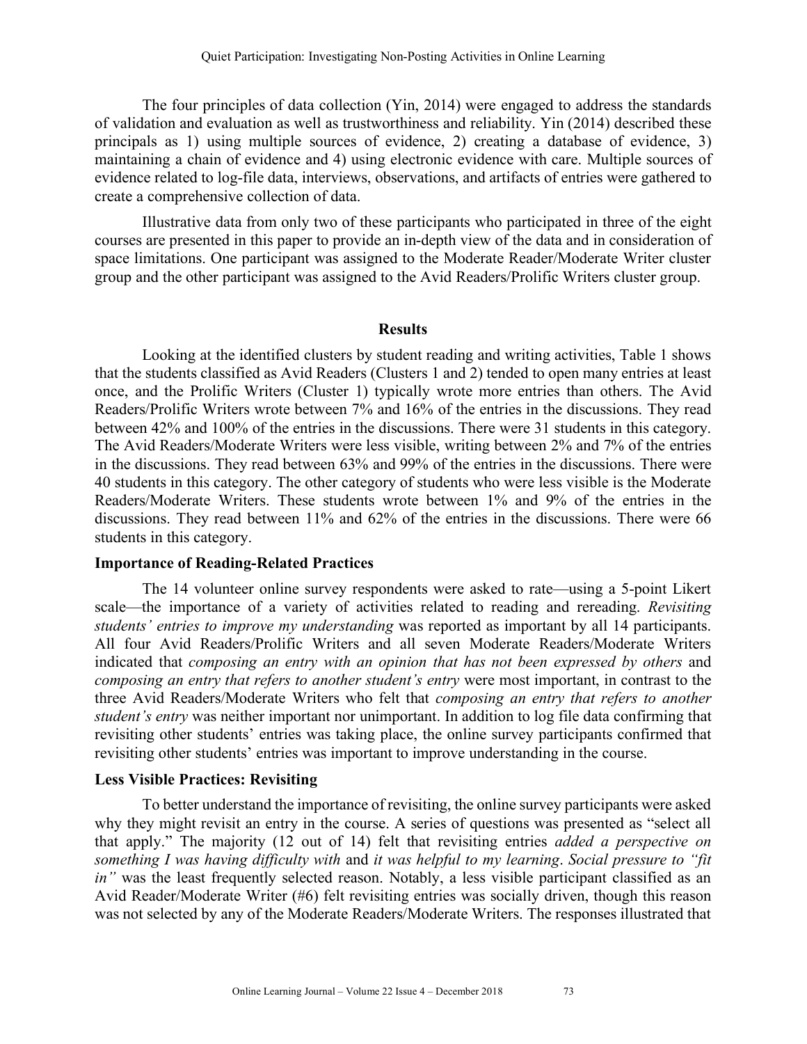The four principles of data collection (Yin, 2014) were engaged to address the standards of validation and evaluation as well as trustworthiness and reliability. Yin (2014) described these principals as 1) using multiple sources of evidence, 2) creating a database of evidence, 3) maintaining a chain of evidence and 4) using electronic evidence with care. Multiple sources of evidence related to log-file data, interviews, observations, and artifacts of entries were gathered to create a comprehensive collection of data.

Illustrative data from only two of these participants who participated in three of the eight courses are presented in this paper to provide an in-depth view of the data and in consideration of space limitations. One participant was assigned to the Moderate Reader/Moderate Writer cluster group and the other participant was assigned to the Avid Readers/Prolific Writers cluster group.

## Results

Looking at the identified clusters by student reading and writing activities, Table 1 shows that the students classified as Avid Readers (Clusters 1 and 2) tended to open many entries at least once, and the Prolific Writers (Cluster 1) typically wrote more entries than others. The Avid Readers/Prolific Writers wrote between 7% and 16% of the entries in the discussions. They read between 42% and 100% of the entries in the discussions. There were 31 students in this category. The Avid Readers/Moderate Writers were less visible, writing between 2% and 7% of the entries in the discussions. They read between 63% and 99% of the entries in the discussions. There were 40 students in this category. The other category of students who were less visible is the Moderate Readers/Moderate Writers. These students wrote between 1% and 9% of the entries in the discussions. They read between 11% and 62% of the entries in the discussions. There were 66 students in this category.

### Importance of Reading-Related Practices

The 14 volunteer online survey respondents were asked to rate—using a 5-point Likert scale—the importance of a variety of activities related to reading and rereading. *Revisiting students' entries to improve my understanding* was reported as important by all 14 participants. All four Avid Readers/Prolific Writers and all seven Moderate Readers/Moderate Writers indicated that *composing an entry with an opinion that has not been expressed by others* and *composing an entry that refers to another student's entry* were most important, in contrast to the three Avid Readers/Moderate Writers who felt that *composing an entry that refers to another student's entry* was neither important nor unimportant. In addition to log file data confirming that revisiting other students' entries was taking place, the online survey participants confirmed that revisiting other students' entries was important to improve understanding in the course.

### Less Visible Practices: Revisiting

To better understand the importance of revisiting, the online survey participants were asked why they might revisit an entry in the course. A series of questions was presented as "select all that apply." The majority (12 out of 14) felt that revisiting entries *added a perspective on something I was having difficulty with* and *it was helpful to my learning*. *Social pressure to "fit in"* was the least frequently selected reason. Notably, a less visible participant classified as an Avid Reader/Moderate Writer (#6) felt revisiting entries was socially driven, though this reason was not selected by any of the Moderate Readers/Moderate Writers. The responses illustrated that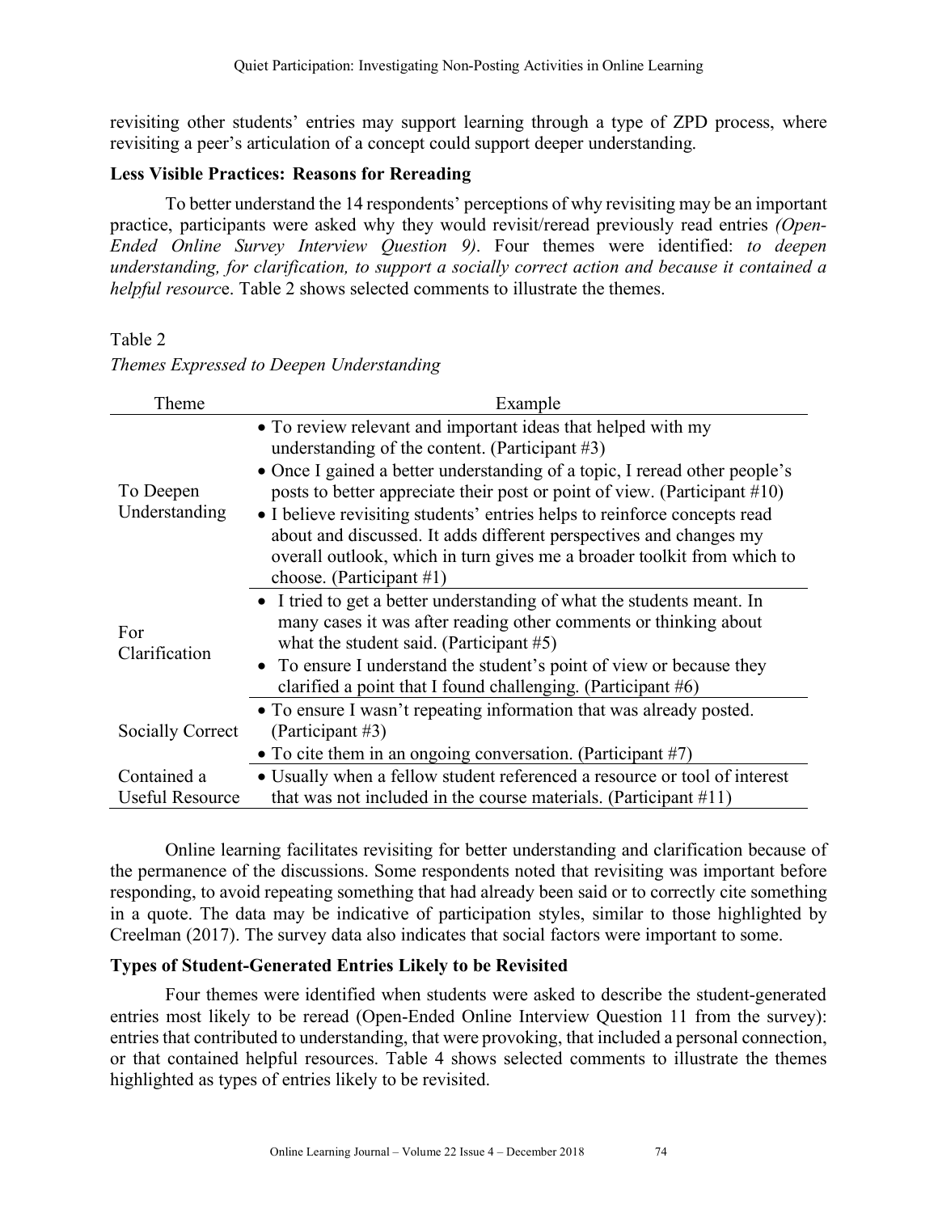revisiting other students' entries may support learning through a type of ZPD process, where revisiting a peer's articulation of a concept could support deeper understanding.

### Less Visible Practices: Reasons for Rereading

To better understand the 14 respondents' perceptions of why revisiting may be an important practice, participants were asked why they would revisit/reread previously read entries *(Open-Ended Online Survey Interview Question 9)*. Four themes were identified: *to deepen understanding, for clarification, to support a socially correct action and because it contained a helpful resourc*e. Table 2 shows selected comments to illustrate the themes.

Table 2

*Themes Expressed to Deepen Understanding*

| Theme | Example |
|---|---|
| To Deepen Understanding | • To review relevant and important ideas that helped with my understanding of the content. (Participant #3)<br>• Once I gained a better understanding of a topic, I reread other people's posts to better appreciate their post or point of view. (Participant #10)<br>• I believe revisiting students' entries helps to reinforce concepts read about and discussed. It adds different perspectives and changes my overall outlook, which in turn gives me a broader toolkit from which to choose. (Participant #1) |
| For Clarification | • I tried to get a better understanding of what the students meant. In many cases it was after reading other comments or thinking about what the student said. (Participant #5)<br>• To ensure I understand the student's point of view or because they clarified a point that I found challenging. (Participant #6) |
| Socially Correct | • To ensure I wasn't repeating information that was already posted. (Participant #3)<br>• To cite them in an ongoing conversation. (Participant #7) |
| Contained a Useful Resource | • Usually when a fellow student referenced a resource or tool of interest that was not included in the course materials. (Participant #11) |

Online learning facilitates revisiting for better understanding and clarification because of the permanence of the discussions. Some respondents noted that revisiting was important before responding, to avoid repeating something that had already been said or to correctly cite something in a quote. The data may be indicative of participation styles, similar to those highlighted by Creelman (2017). The survey data also indicates that social factors were important to some.

### Types of Student-Generated Entries Likely to be Revisited

Four themes were identified when students were asked to describe the student-generated entries most likely to be reread (Open-Ended Online Interview Question 11 from the survey): entries that contributed to understanding, that were provoking, that included a personal connection, or that contained helpful resources. Table 4 shows selected comments to illustrate the themes highlighted as types of entries likely to be revisited.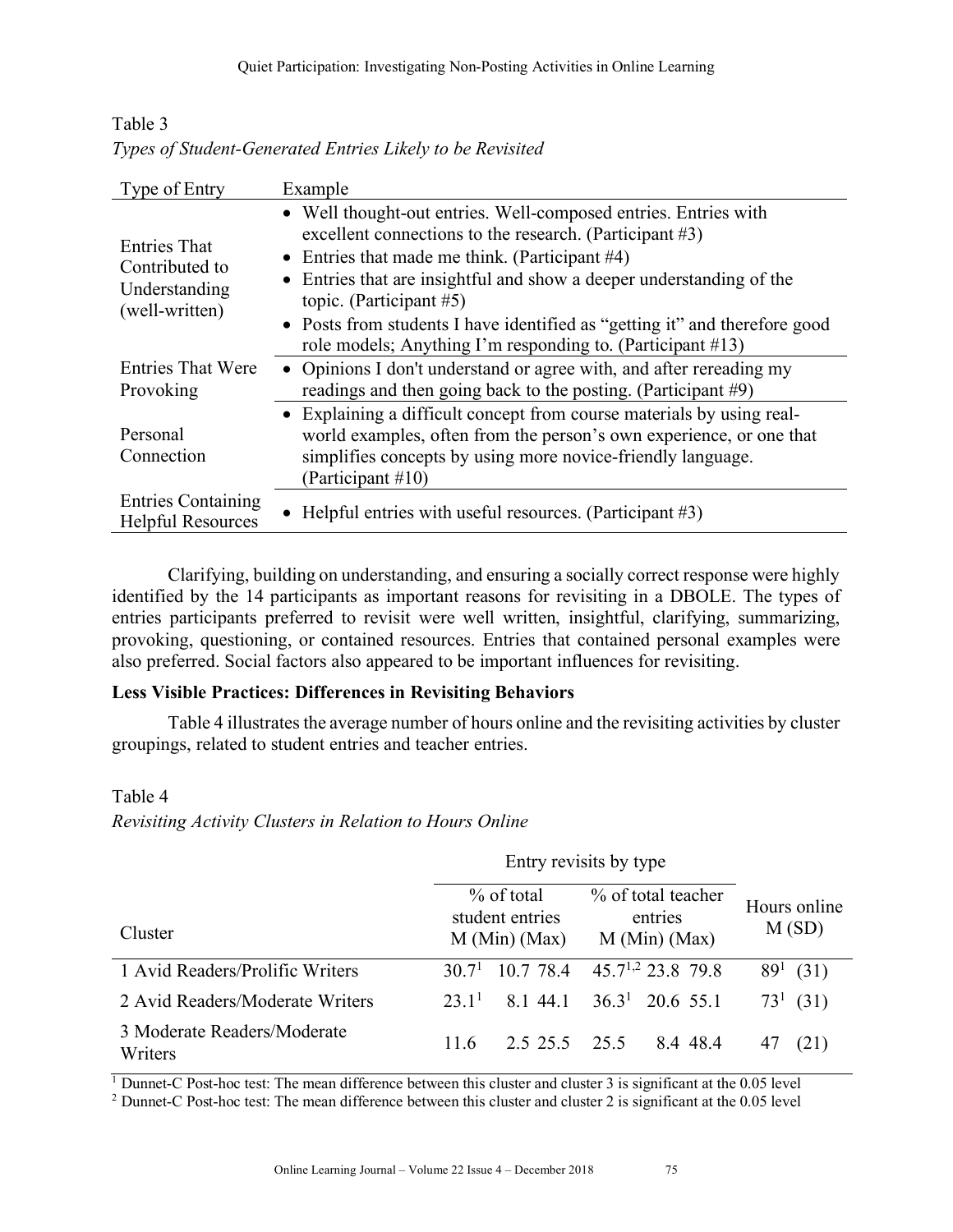Table 3

*Types of Student-Generated Entries Likely to be Revisited*

| Type of Entry | Example |
|---|---|
| Entries That Contributed to Understanding (well-written) | • Well thought-out entries. Well-composed entries. Entries with excellent connections to the research. (Participant #3)<br>• Entries that made me think. (Participant #4)<br>• Entries that are insightful and show a deeper understanding of the topic. (Participant #5)<br>• Posts from students I have identified as "getting it" and therefore good role models; Anything I'm responding to. (Participant #13) |
| Entries That Were Provoking | • Opinions I don't understand or agree with, and after rereading my readings and then going back to the posting. (Participant #9) |
| Personal Connection | • Explaining a difficult concept from course materials by using real-world examples, often from the person's own experience, or one that simplifies concepts by using more novice-friendly language. (Participant #10) |
| Entries Containing Helpful Resources | • Helpful entries with useful resources. (Participant #3) |

Clarifying, building on understanding, and ensuring a socially correct response were highly identified by the 14 participants as important reasons for revisiting in a DBOLE. The types of entries participants preferred to revisit were well written, insightful, clarifying, summarizing, provoking, questioning, or contained resources. Entries that contained personal examples were also preferred. Social factors also appeared to be important influences for revisiting.

**Less Visible Practices: Differences in Revisiting Behaviors**

Table 4 illustrates the average number of hours online and the revisiting activities by cluster groupings, related to student entries and teacher entries.

Table 4

*Revisiting Activity Clusters in Relation to Hours Online*

| | Entry revisits by type | | | | | | |
|---|---|---|---|---|---|---|---|
| Cluster | % of total student entries M (Min) (Max) | | | % of total teacher entries M (Min) (Max) | | | Hours online M (SD) |
| 1 Avid Readers/Prolific Writers | 30.7[1] | 10.7 | 78.4 | 45.7[1,2] | 23.8 | 79.8 | 89[1] (31) |
| 2 Avid Readers/Moderate Writers | 23.1[1] | 8.1 | 44.1 | 36.3[1] | 20.6 | 55.1 | 73[1] (31) |
| 3 Moderate Readers/Moderate Writers | 11.6 | 2.5 | 25.5 | 25.5 | 8.4 | 48.4 | 47 (21) |

[1] Dunnet-C Post-hoc test: The mean difference between this cluster and cluster 3 is significant at the 0.05 level

[2] Dunnet-C Post-hoc test: The mean difference between this cluster and cluster 2 is significant at the 0.05 level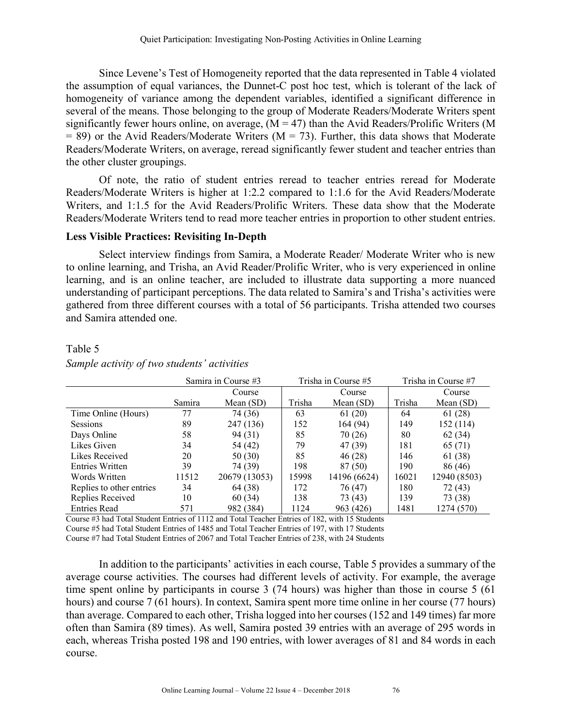Since Levene's Test of Homogeneity reported that the data represented in Table 4 violated the assumption of equal variances, the Dunnet-C post hoc test, which is tolerant of the lack of homogeneity of variance among the dependent variables, identified a significant difference in several of the means. Those belonging to the group of Moderate Readers/Moderate Writers spent significantly fewer hours online, on average, ($M = 47$) than the Avid Readers/Prolific Writers ($M = 89$) or the Avid Readers/Moderate Writers ($M = 73$). Further, this data shows that Moderate Readers/Moderate Writers, on average, reread significantly fewer student and teacher entries than the other cluster groupings.

Of note, the ratio of student entries reread to teacher entries reread for Moderate Readers/Moderate Writers is higher at 1:2.2 compared to 1:1.6 for the Avid Readers/Moderate Writers, and 1:1.5 for the Avid Readers/Prolific Writers. These data show that the Moderate Readers/Moderate Writers tend to read more teacher entries in proportion to other student entries.

### Less Visible Practices: Revisiting In-Depth

Select interview findings from Samira, a Moderate Reader/ Moderate Writer who is new to online learning, and Trisha, an Avid Reader/Prolific Writer, who is very experienced in online learning, and is an online teacher, are included to illustrate data supporting a more nuanced understanding of participant perceptions. The data related to Samira's and Trisha's activities were gathered from three different courses with a total of 56 participants. Trisha attended two courses and Samira attended one.

Table 5

*Sample activity of two students' activities*

| | Samira in Course #3 | | Trisha in Course #5 | | Trisha in Course #7 | |
|---|---|---|---|---|---|---|
| | Samira | Course Mean (SD) | Trisha | Course Mean (SD) | Trisha | Course Mean (SD) |
| Time Online (Hours) | 77 | 74 (36) | 63 | 61 (20) | 64 | 61 (28) |
| Sessions | 89 | 247 (136) | 152 | 164 (94) | 149 | 152 (114) |
| Days Online | 58 | 94 (31) | 85 | 70 (26) | 80 | 62 (34) |
| Likes Given | 34 | 54 (42) | 79 | 47 (39) | 181 | 65 (71) |
| Likes Received | 20 | 50 (30) | 85 | 46 (28) | 146 | 61 (38) |
| Entries Written | 39 | 74 (39) | 198 | 87 (50) | 190 | 86 (46) |
| Words Written | 11512 | 20679 (13053) | 15998 | 14196 (6624) | 16021 | 12940 (8503) |
| Replies to other entries | 34 | 64 (38) | 172 | 76 (47) | 180 | 72 (43) |
| Replies Received | 10 | 60 (34) | 138 | 73 (43) | 139 | 73 (38) |
| Entries Read | 571 | 982 (384) | 1124 | 963 (426) | 1481 | 1274 (570) |

Course #3 had Total Student Entries of 1112 and Total Teacher Entries of 182, with 15 Students
Course #5 had Total Student Entries of 1485 and Total Teacher Entries of 197, with 17 Students
Course #7 had Total Student Entries of 2067 and Total Teacher Entries of 238, with 24 Students

In addition to the participants' activities in each course, Table 5 provides a summary of the average course activities. The courses had different levels of activity. For example, the average time spent online by participants in course 3 (74 hours) was higher than those in course 5 (61 hours) and course 7 (61 hours). In context, Samira spent more time online in her course (77 hours) than average. Compared to each other, Trisha logged into her courses (152 and 149 times) far more often than Samira (89 times). As well, Samira posted 39 entries with an average of 295 words in each, whereas Trisha posted 198 and 190 entries, with lower averages of 81 and 84 words in each course.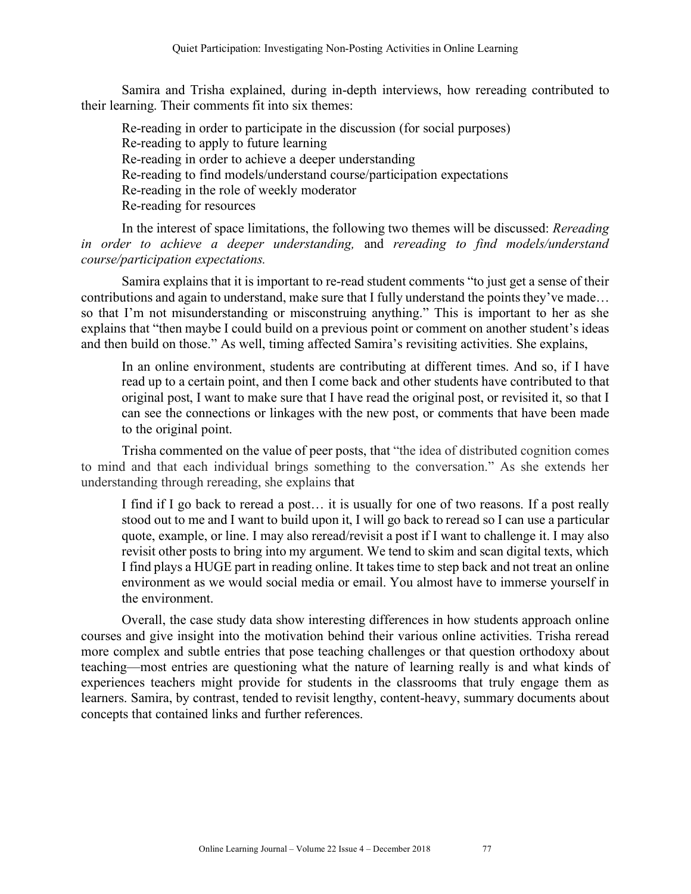Samira and Trisha explained, during in-depth interviews, how rereading contributed to their learning. Their comments fit into six themes:

Re-reading in order to participate in the discussion (for social purposes)
Re-reading to apply to future learning
Re-reading in order to achieve a deeper understanding
Re-reading to find models/understand course/participation expectations
Re-reading in the role of weekly moderator
Re-reading for resources

In the interest of space limitations, the following two themes will be discussed: *Rereading in order to achieve a deeper understanding,* and *rereading to find models/understand course/participation expectations.*

Samira explains that it is important to re-read student comments "to just get a sense of their contributions and again to understand, make sure that I fully understand the points they've made… so that I'm not misunderstanding or misconstruing anything." This is important to her as she explains that "then maybe I could build on a previous point or comment on another student's ideas and then build on those." As well, timing affected Samira's revisiting activities. She explains,

> In an online environment, students are contributing at different times. And so, if I have read up to a certain point, and then I come back and other students have contributed to that original post, I want to make sure that I have read the original post, or revisited it, so that I can see the connections or linkages with the new post, or comments that have been made to the original point.

Trisha commented on the value of peer posts, that "the idea of distributed cognition comes to mind and that each individual brings something to the conversation." As she extends her understanding through rereading, she explains that

> I find if I go back to reread a post… it is usually for one of two reasons. If a post really stood out to me and I want to build upon it, I will go back to reread so I can use a particular quote, example, or line. I may also reread/revisit a post if I want to challenge it. I may also revisit other posts to bring into my argument. We tend to skim and scan digital texts, which I find plays a HUGE part in reading online. It takes time to step back and not treat an online environment as we would social media or email. You almost have to immerse yourself in the environment.

Overall, the case study data show interesting differences in how students approach online courses and give insight into the motivation behind their various online activities. Trisha reread more complex and subtle entries that pose teaching challenges or that question orthodoxy about teaching—most entries are questioning what the nature of learning really is and what kinds of experiences teachers might provide for students in the classrooms that truly engage them as learners. Samira, by contrast, tended to revisit lengthy, content-heavy, summary documents about concepts that contained links and further references.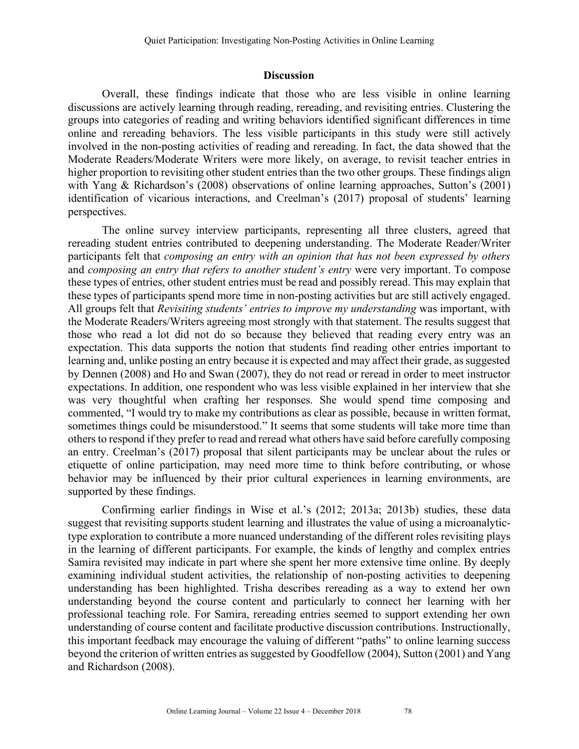## Discussion

Overall, these findings indicate that those who are less visible in online learning discussions are actively learning through reading, rereading, and revisiting entries. Clustering the groups into categories of reading and writing behaviors identified significant differences in time online and rereading behaviors. The less visible participants in this study were still actively involved in the non-posting activities of reading and rereading. In fact, the data showed that the Moderate Readers/Moderate Writers were more likely, on average, to revisit teacher entries in higher proportion to revisiting other student entries than the two other groups. These findings align with Yang & Richardson's (2008) observations of online learning approaches, Sutton's (2001) identification of vicarious interactions, and Creelman's (2017) proposal of students' learning perspectives.

The online survey interview participants, representing all three clusters, agreed that rereading student entries contributed to deepening understanding. The Moderate Reader/Writer participants felt that *composing an entry with an opinion that has not been expressed by others* and *composing an entry that refers to another student's entry* were very important. To compose these types of entries, other student entries must be read and possibly reread. This may explain that these types of participants spend more time in non-posting activities but are still actively engaged. All groups felt that *Revisiting students' entries to improve my understanding* was important, with the Moderate Readers/Writers agreeing most strongly with that statement. The results suggest that those who read a lot did not do so because they believed that reading every entry was an expectation. This data supports the notion that students find reading other entries important to learning and, unlike posting an entry because it is expected and may affect their grade, as suggested by Dennen (2008) and Ho and Swan (2007), they do not read or reread in order to meet instructor expectations. In addition, one respondent who was less visible explained in her interview that she was very thoughtful when crafting her responses. She would spend time composing and commented, "I would try to make my contributions as clear as possible, because in written format, sometimes things could be misunderstood." It seems that some students will take more time than others to respond if they prefer to read and reread what others have said before carefully composing an entry. Creelman's (2017) proposal that silent participants may be unclear about the rules or etiquette of online participation, may need more time to think before contributing, or whose behavior may be influenced by their prior cultural experiences in learning environments, are supported by these findings.

Confirming earlier findings in Wise et al.'s (2012; 2013a; 2013b) studies, these data suggest that revisiting supports student learning and illustrates the value of using a microanalytic-type exploration to contribute a more nuanced understanding of the different roles revisiting plays in the learning of different participants. For example, the kinds of lengthy and complex entries Samira revisited may indicate in part where she spent her more extensive time online. By deeply examining individual student activities, the relationship of non-posting activities to deepening understanding has been highlighted. Trisha describes rereading as a way to extend her own understanding beyond the course content and particularly to connect her learning with her professional teaching role. For Samira, rereading entries seemed to support extending her own understanding of course content and facilitate productive discussion contributions. Instructionally, this important feedback may encourage the valuing of different "paths" to online learning success beyond the criterion of written entries as suggested by Goodfellow (2004), Sutton (2001) and Yang and Richardson (2008).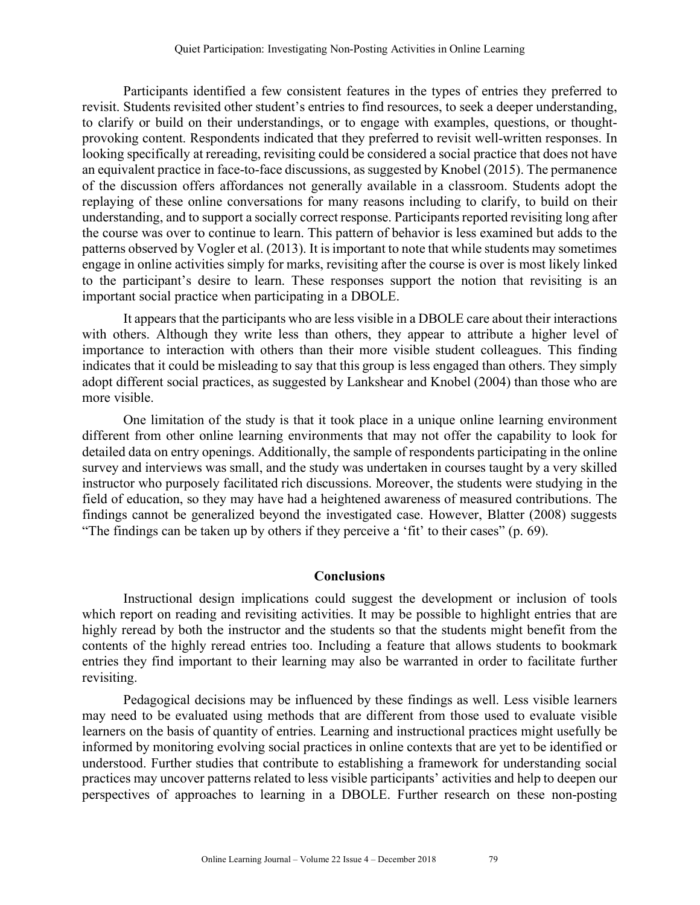Participants identified a few consistent features in the types of entries they preferred to revisit. Students revisited other student's entries to find resources, to seek a deeper understanding, to clarify or build on their understandings, or to engage with examples, questions, or thought-provoking content. Respondents indicated that they preferred to revisit well-written responses. In looking specifically at rereading, revisiting could be considered a social practice that does not have an equivalent practice in face-to-face discussions, as suggested by Knobel (2015). The permanence of the discussion offers affordances not generally available in a classroom. Students adopt the replaying of these online conversations for many reasons including to clarify, to build on their understanding, and to support a socially correct response. Participants reported revisiting long after the course was over to continue to learn. This pattern of behavior is less examined but adds to the patterns observed by Vogler et al. (2013). It is important to note that while students may sometimes engage in online activities simply for marks, revisiting after the course is over is most likely linked to the participant's desire to learn. These responses support the notion that revisiting is an important social practice when participating in a DBOLE.

It appears that the participants who are less visible in a DBOLE care about their interactions with others. Although they write less than others, they appear to attribute a higher level of importance to interaction with others than their more visible student colleagues. This finding indicates that it could be misleading to say that this group is less engaged than others. They simply adopt different social practices, as suggested by Lankshear and Knobel (2004) than those who are more visible.

One limitation of the study is that it took place in a unique online learning environment different from other online learning environments that may not offer the capability to look for detailed data on entry openings. Additionally, the sample of respondents participating in the online survey and interviews was small, and the study was undertaken in courses taught by a very skilled instructor who purposely facilitated rich discussions. Moreover, the students were studying in the field of education, so they may have had a heightened awareness of measured contributions. The findings cannot be generalized beyond the investigated case. However, Blatter (2008) suggests "The findings can be taken up by others if they perceive a 'fit' to their cases" (p. 69).

## Conclusions

Instructional design implications could suggest the development or inclusion of tools which report on reading and revisiting activities. It may be possible to highlight entries that are highly reread by both the instructor and the students so that the students might benefit from the contents of the highly reread entries too. Including a feature that allows students to bookmark entries they find important to their learning may also be warranted in order to facilitate further revisiting.

Pedagogical decisions may be influenced by these findings as well. Less visible learners may need to be evaluated using methods that are different from those used to evaluate visible learners on the basis of quantity of entries. Learning and instructional practices might usefully be informed by monitoring evolving social practices in online contexts that are yet to be identified or understood. Further studies that contribute to establishing a framework for understanding social practices may uncover patterns related to less visible participants' activities and help to deepen our perspectives of approaches to learning in a DBOLE. Further research on these non-posting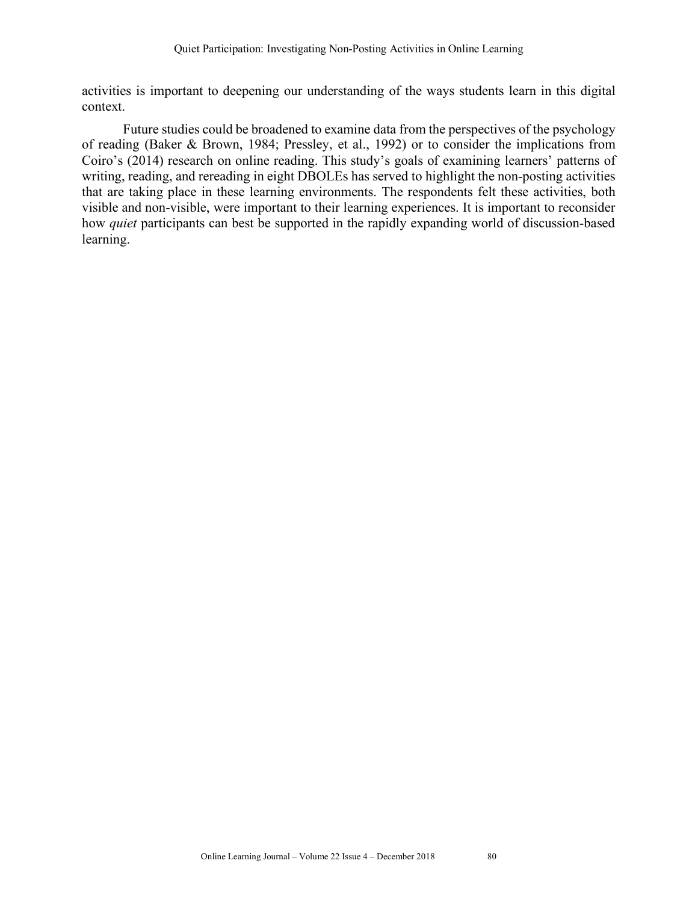activities is important to deepening our understanding of the ways students learn in this digital context.

Future studies could be broadened to examine data from the perspectives of the psychology of reading (Baker & Brown, 1984; Pressley, et al., 1992) or to consider the implications from Coiro's (2014) research on online reading. This study's goals of examining learners' patterns of writing, reading, and rereading in eight DBOLEs has served to highlight the non-posting activities that are taking place in these learning environments. The respondents felt these activities, both visible and non-visible, were important to their learning experiences. It is important to reconsider how *quiet* participants can best be supported in the rapidly expanding world of discussion-based learning.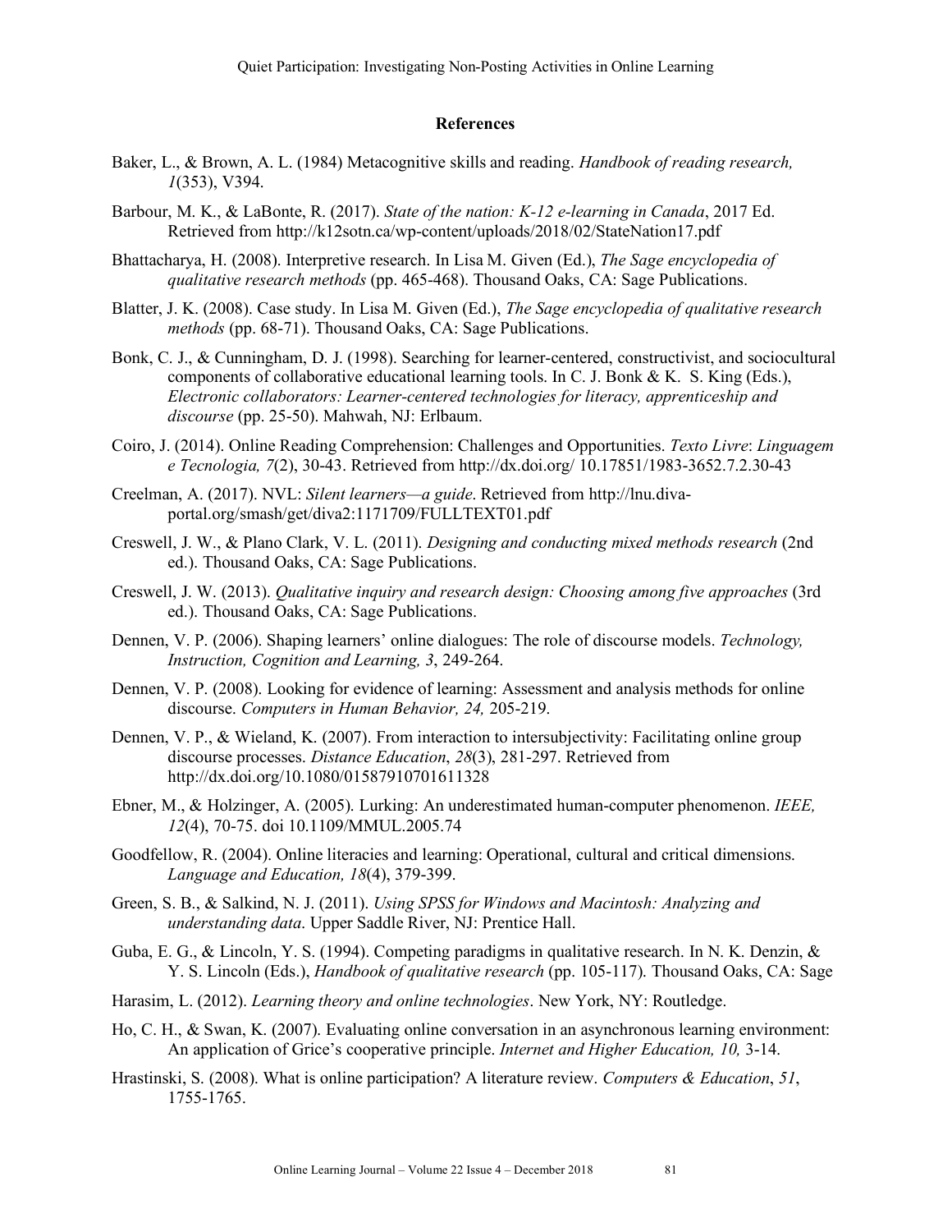## References

Baker, L., & Brown, A. L. (1984) Metacognitive skills and reading. *Handbook of reading research, 1*(353), V394.

Barbour, M. K., & LaBonte, R. (2017). *State of the nation: K-12 e-learning in Canada*, 2017 Ed. Retrieved from http://k12sotn.ca/wp-content/uploads/2018/02/StateNation17.pdf

Bhattacharya, H. (2008). Interpretive research. In Lisa M. Given (Ed.), *The Sage encyclopedia of qualitative research methods* (pp. 465-468). Thousand Oaks, CA: Sage Publications.

Blatter, J. K. (2008). Case study. In Lisa M. Given (Ed.), *The Sage encyclopedia of qualitative research methods* (pp. 68-71). Thousand Oaks, CA: Sage Publications.

Bonk, C. J., & Cunningham, D. J. (1998). Searching for learner-centered, constructivist, and sociocultural components of collaborative educational learning tools. In C. J. Bonk & K. S. King (Eds.), *Electronic collaborators: Learner-centered technologies for literacy, apprenticeship and discourse* (pp. 25-50). Mahwah, NJ: Erlbaum.

Coiro, J. (2014). Online Reading Comprehension: Challenges and Opportunities. *Texto Livre*: *Linguagem e Tecnologia, 7*(2), 30-43. Retrieved from http://dx.doi.org/ 10.17851/1983-3652.7.2.30-43

Creelman, A. (2017). NVL: *Silent learners—a guide*. Retrieved from http://lnu.diva-portal.org/smash/get/diva2:1171709/FULLTEXT01.pdf

Creswell, J. W., & Plano Clark, V. L. (2011). *Designing and conducting mixed methods research* (2nd ed.). Thousand Oaks, CA: Sage Publications.

Creswell, J. W. (2013). *Qualitative inquiry and research design: Choosing among five approaches* (3rd ed.). Thousand Oaks, CA: Sage Publications.

Dennen, V. P. (2006). Shaping learners' online dialogues: The role of discourse models. *Technology, Instruction, Cognition and Learning, 3*, 249-264.

Dennen, V. P. (2008). Looking for evidence of learning: Assessment and analysis methods for online discourse. *Computers in Human Behavior, 24,* 205-219.

Dennen, V. P., & Wieland, K. (2007). From interaction to intersubjectivity: Facilitating online group discourse processes. *Distance Education*, *28*(3), 281-297. Retrieved from http://dx.doi.org/10.1080/01587910701611328

Ebner, M., & Holzinger, A. (2005). Lurking: An underestimated human-computer phenomenon. *IEEE, 12*(4), 70-75. doi 10.1109/MMUL.2005.74

Goodfellow, R. (2004). Online literacies and learning: Operational, cultural and critical dimensions. *Language and Education, 18*(4), 379-399.

Green, S. B., & Salkind, N. J. (2011). *Using SPSS for Windows and Macintosh: Analyzing and understanding data*. Upper Saddle River, NJ: Prentice Hall.

Guba, E. G., & Lincoln, Y. S. (1994). Competing paradigms in qualitative research. In N. K. Denzin, & Y. S. Lincoln (Eds.), *Handbook of qualitative research* (pp. 105-117). Thousand Oaks, CA: Sage

Harasim, L. (2012). *Learning theory and online technologies*. New York, NY: Routledge.

Ho, C. H., & Swan, K. (2007). Evaluating online conversation in an asynchronous learning environment: An application of Grice's cooperative principle. *Internet and Higher Education, 10,* 3-14.

Hrastinski, S. (2008). What is online participation? A literature review. *Computers & Education*, *51*, 1755-1765.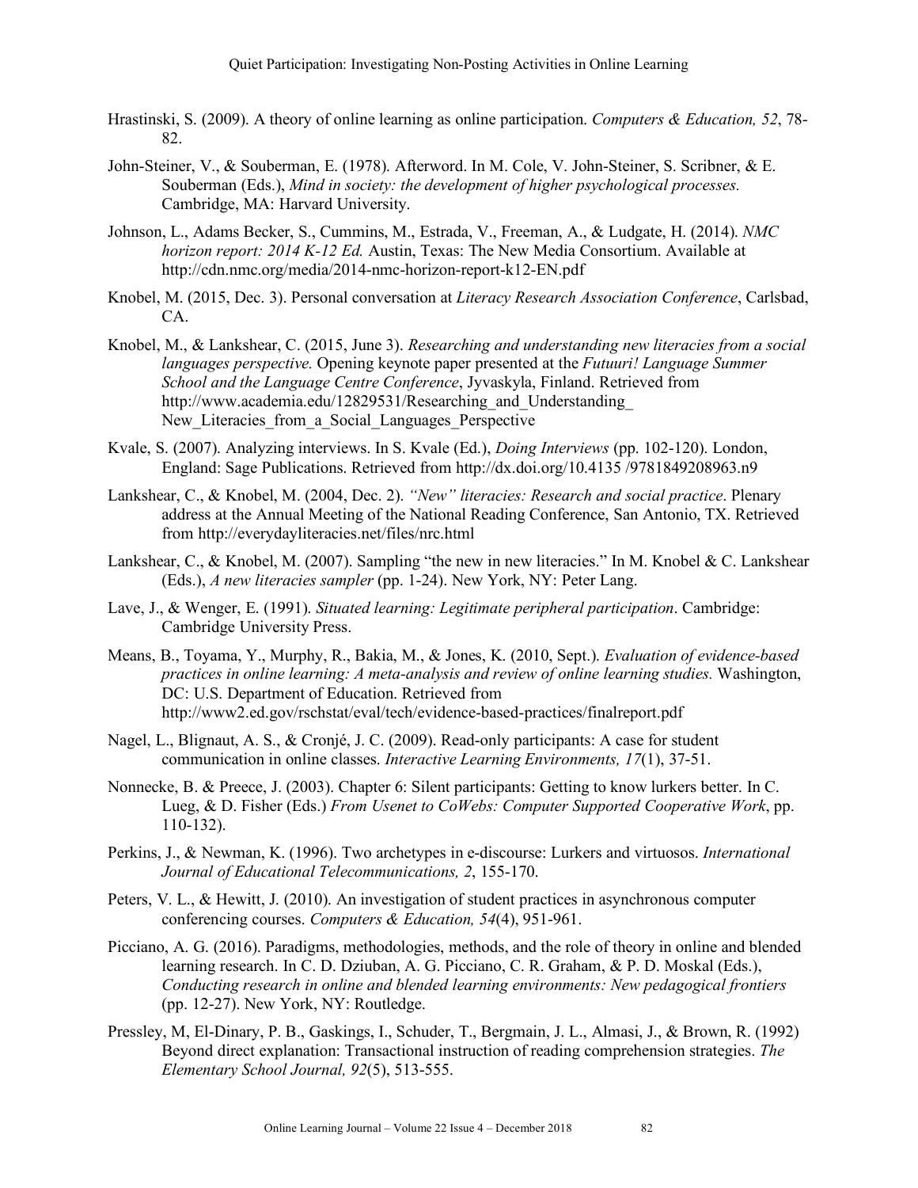Hrastinski, S. (2009). A theory of online learning as online participation. *Computers & Education, 52*, 78-82.

John-Steiner, V., & Souberman, E. (1978). Afterword. In M. Cole, V. John-Steiner, S. Scribner, & E. Souberman (Eds.), *Mind in society: the development of higher psychological processes.* Cambridge, MA: Harvard University.

Johnson, L., Adams Becker, S., Cummins, M., Estrada, V., Freeman, A., & Ludgate, H. (2014). *NMC horizon report: 2014 K-12 Ed.* Austin, Texas: The New Media Consortium. Available at http://cdn.nmc.org/media/2014-nmc-horizon-report-k12-EN.pdf

Knobel, M. (2015, Dec. 3). Personal conversation at *Literacy Research Association Conference*, Carlsbad, CA.

Knobel, M., & Lankshear, C. (2015, June 3). *Researching and understanding new literacies from a social languages perspective.* Opening keynote paper presented at the *Futuuri! Language Summer School and the Language Centre Conference*, Jyvaskyla, Finland. Retrieved from http://www.academia.edu/12829531/Researching_and_Understanding_New_Literacies_from_a_Social_Languages_Perspective

Kvale, S. (2007). Analyzing interviews. In S. Kvale (Ed.), *Doing Interviews* (pp. 102-120). London, England: Sage Publications. Retrieved from http://dx.doi.org/10.4135 /9781849208963.n9

Lankshear, C., & Knobel, M. (2004, Dec. 2). *"New" literacies: Research and social practice*. Plenary address at the Annual Meeting of the National Reading Conference, San Antonio, TX. Retrieved from http://everydayliteracies.net/files/nrc.html

Lankshear, C., & Knobel, M. (2007). Sampling "the new in new literacies." In M. Knobel & C. Lankshear (Eds.), *A new literacies sampler* (pp. 1-24). New York, NY: Peter Lang.

Lave, J., & Wenger, E. (1991). *Situated learning: Legitimate peripheral participation*. Cambridge: Cambridge University Press.

Means, B., Toyama, Y., Murphy, R., Bakia, M., & Jones, K. (2010, Sept.). *Evaluation of evidence-based practices in online learning: A meta-analysis and review of online learning studies.* Washington, DC: U.S. Department of Education. Retrieved from http://www2.ed.gov/rschstat/eval/tech/evidence-based-practices/finalreport.pdf

Nagel, L., Blignaut, A. S., & Cronjé, J. C. (2009). Read-only participants: A case for student communication in online classes. *Interactive Learning Environments, 17*(1), 37-51.

Nonnecke, B. & Preece, J. (2003). Chapter 6: Silent participants: Getting to know lurkers better. In C. Lueg, & D. Fisher (Eds.) *From Usenet to CoWebs: Computer Supported Cooperative Work*, pp. 110-132).

Perkins, J., & Newman, K. (1996). Two archetypes in e-discourse: Lurkers and virtuosos. *International Journal of Educational Telecommunications, 2*, 155-170.

Peters, V. L., & Hewitt, J. (2010). An investigation of student practices in asynchronous computer conferencing courses. *Computers & Education, 54*(4), 951-961.

Picciano, A. G. (2016). Paradigms, methodologies, methods, and the role of theory in online and blended learning research. In C. D. Dziuban, A. G. Picciano, C. R. Graham, & P. D. Moskal (Eds.), *Conducting research in online and blended learning environments: New pedagogical frontiers* (pp. 12-27). New York, NY: Routledge.

Pressley, M, El-Dinary, P. B., Gaskings, I., Schuder, T., Bergmain, J. L., Almasi, J., & Brown, R. (1992) Beyond direct explanation: Transactional instruction of reading comprehension strategies. *The Elementary School Journal, 92*(5), 513-555.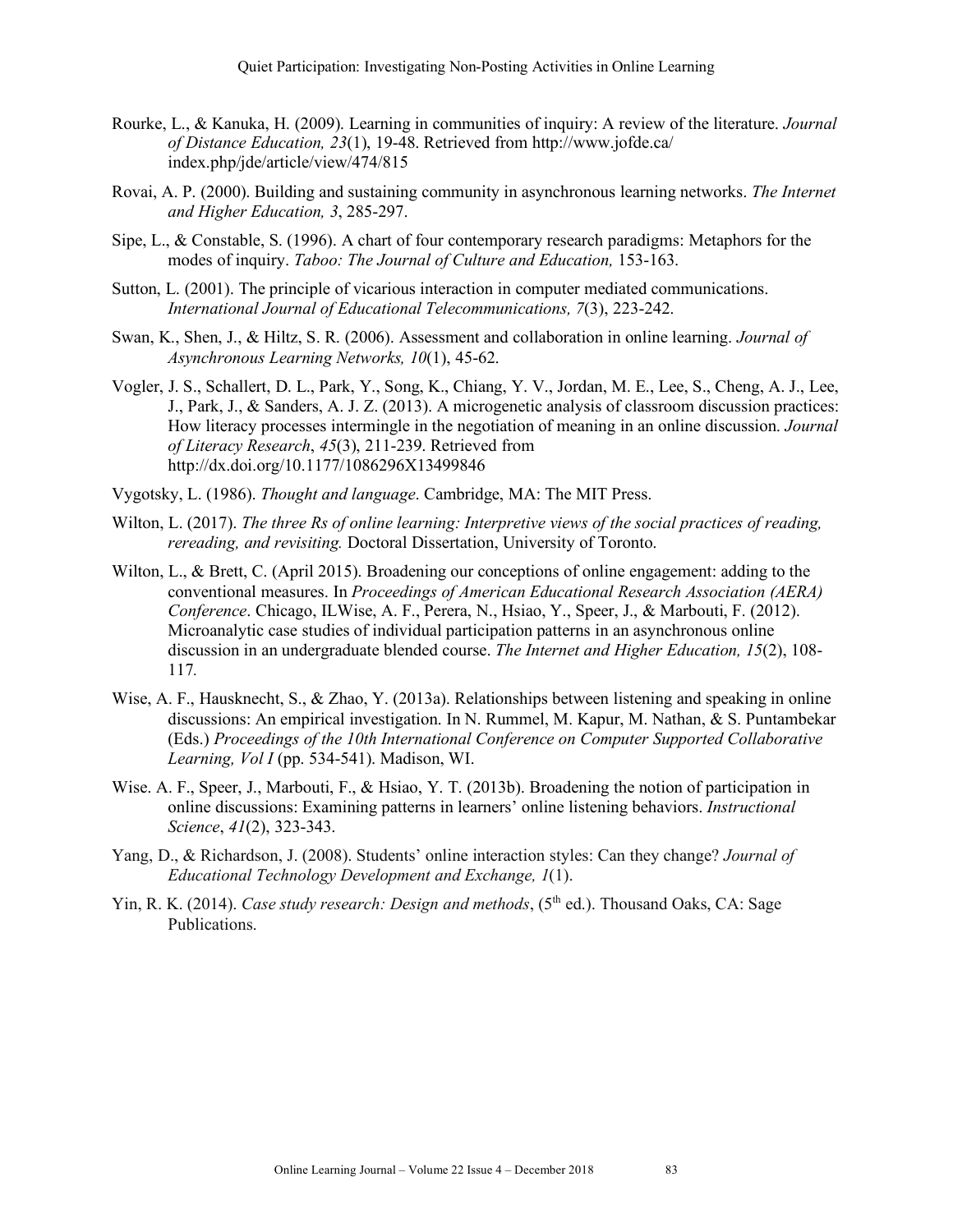Rourke, L., & Kanuka, H. (2009). Learning in communities of inquiry: A review of the literature. *Journal of Distance Education, 23*(1), 19-48. Retrieved from http://www.jofde.ca/index.php/jde/article/view/474/815

Rovai, A. P. (2000). Building and sustaining community in asynchronous learning networks. *The Internet and Higher Education, 3*, 285-297.

Sipe, L., & Constable, S. (1996). A chart of four contemporary research paradigms: Metaphors for the modes of inquiry. *Taboo: The Journal of Culture and Education,* 153-163.

Sutton, L. (2001). The principle of vicarious interaction in computer mediated communications. *International Journal of Educational Telecommunications, 7*(3), 223-242.

Swan, K., Shen, J., & Hiltz, S. R. (2006). Assessment and collaboration in online learning. *Journal of Asynchronous Learning Networks, 10*(1), 45-62.

Vogler, J. S., Schallert, D. L., Park, Y., Song, K., Chiang, Y. V., Jordan, M. E., Lee, S., Cheng, A. J., Lee, J., Park, J., & Sanders, A. J. Z. (2013). A microgenetic analysis of classroom discussion practices: How literacy processes intermingle in the negotiation of meaning in an online discussion. *Journal of Literacy Research*, *45*(3), 211-239. Retrieved from http://dx.doi.org/10.1177/1086296X13499846

Vygotsky, L. (1986). *Thought and language*. Cambridge, MA: The MIT Press.

Wilton, L. (2017). *The three Rs of online learning: Interpretive views of the social practices of reading, rereading, and revisiting.* Doctoral Dissertation, University of Toronto.

Wilton, L., & Brett, C. (April 2015). Broadening our conceptions of online engagement: adding to the conventional measures. In *Proceedings of American Educational Research Association (AERA) Conference*. Chicago, ILWise, A. F., Perera, N., Hsiao, Y., Speer, J., & Marbouti, F. (2012). Microanalytic case studies of individual participation patterns in an asynchronous online discussion in an undergraduate blended course. *The Internet and Higher Education, 15*(2), 108-117.

Wise, A. F., Hausknecht, S., & Zhao, Y. (2013a). Relationships between listening and speaking in online discussions: An empirical investigation. In N. Rummel, M. Kapur, M. Nathan, & S. Puntambekar (Eds.) *Proceedings of the 10th International Conference on Computer Supported Collaborative Learning, Vol I* (pp. 534-541). Madison, WI.

Wise. A. F., Speer, J., Marbouti, F., & Hsiao, Y. T. (2013b). Broadening the notion of participation in online discussions: Examining patterns in learners' online listening behaviors. *Instructional Science*, *41*(2), 323-343.

Yang, D., & Richardson, J. (2008). Students' online interaction styles: Can they change? *Journal of Educational Technology Development and Exchange, 1*(1).

Yin, R. K. (2014). *Case study research: Design and methods*, (5th ed.). Thousand Oaks, CA: Sage Publications.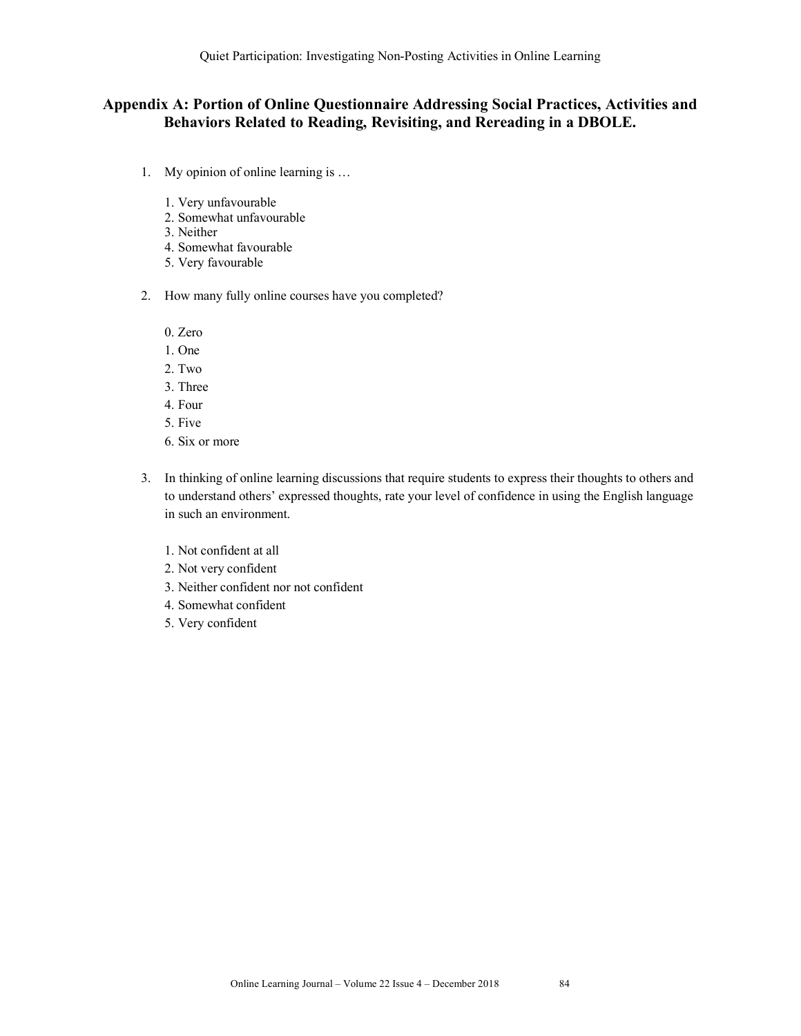## Appendix A: Portion of Online Questionnaire Addressing Social Practices, Activities and Behaviors Related to Reading, Revisiting, and Rereading in a DBOLE.

1. My opinion of online learning is …

   1. Very unfavourable
   2. Somewhat unfavourable
   3. Neither
   4. Somewhat favourable
   5. Very favourable

2. How many fully online courses have you completed?

   0. Zero
   1. One
   2. Two
   3. Three
   4. Four
   5. Five
   6. Six or more

3. In thinking of online learning discussions that require students to express their thoughts to others and to understand others' expressed thoughts, rate your level of confidence in using the English language in such an environment.

   1. Not confident at all
   2. Not very confident
   3. Neither confident nor not confident
   4. Somewhat confident
   5. Very confident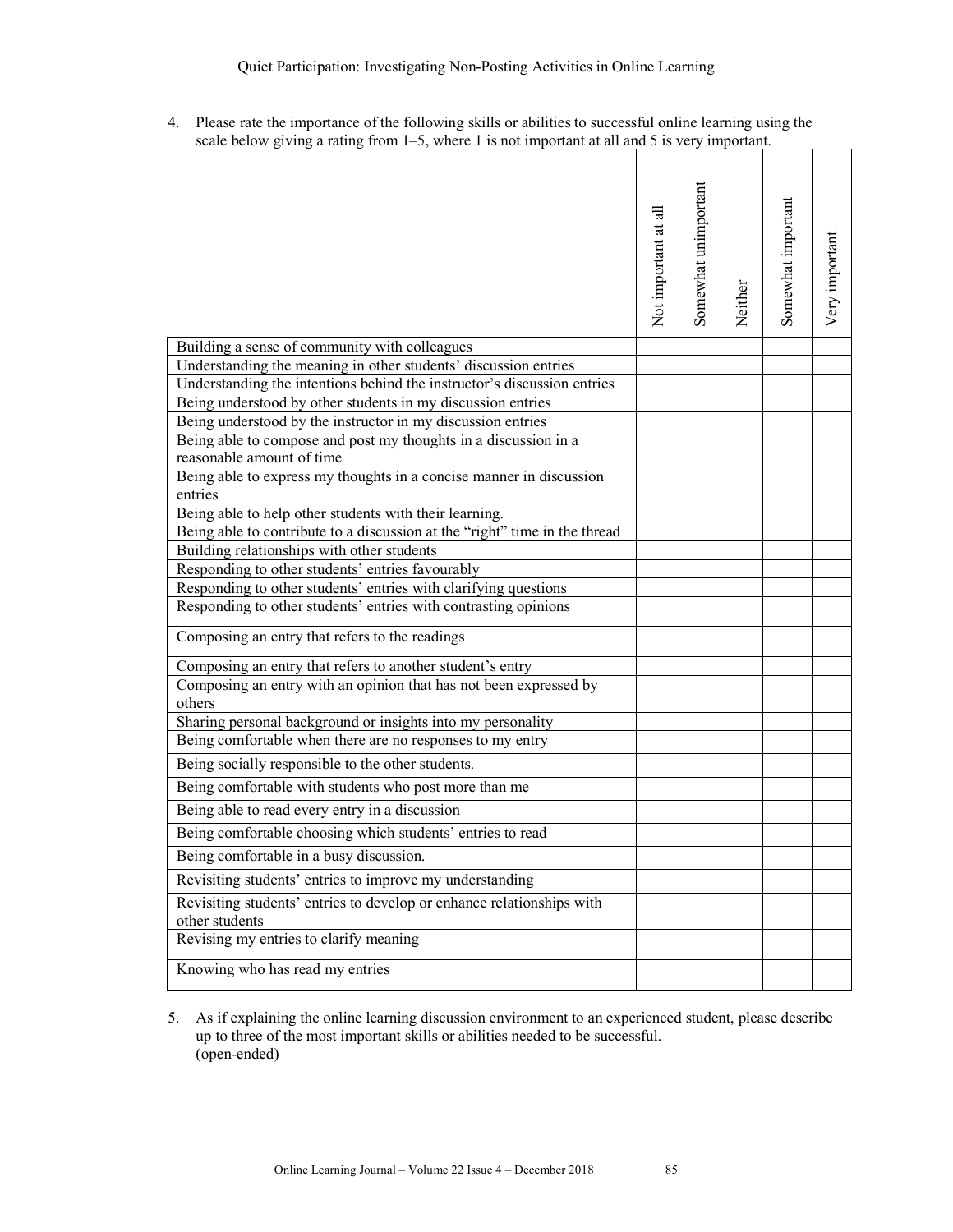4. Please rate the importance of the following skills or abilities to successful online learning using the scale below giving a rating from 1–5, where 1 is not important at all and 5 is very important.

| | Not important at all | Somewhat unimportant | Neither | Somewhat important | Very important |
|---|---|---|---|---|---|
| Building a sense of community with colleagues | | | | | |
| Understanding the meaning in other students' discussion entries | | | | | |
| Understanding the intentions behind the instructor's discussion entries | | | | | |
| Being understood by other students in my discussion entries | | | | | |
| Being understood by the instructor in my discussion entries | | | | | |
| Being able to compose and post my thoughts in a discussion in a reasonable amount of time | | | | | |
| Being able to express my thoughts in a concise manner in discussion entries | | | | | |
| Being able to help other students with their learning. | | | | | |
| Being able to contribute to a discussion at the "right" time in the thread | | | | | |
| Building relationships with other students | | | | | |
| Responding to other students' entries favourably | | | | | |
| Responding to other students' entries with clarifying questions | | | | | |
| Responding to other students' entries with contrasting opinions | | | | | |
| Composing an entry that refers to the readings | | | | | |
| Composing an entry that refers to another student's entry | | | | | |
| Composing an entry with an opinion that has not been expressed by others | | | | | |
| Sharing personal background or insights into my personality | | | | | |
| Being comfortable when there are no responses to my entry | | | | | |
| Being socially responsible to the other students. | | | | | |
| Being comfortable with students who post more than me | | | | | |
| Being able to read every entry in a discussion | | | | | |
| Being comfortable choosing which students' entries to read | | | | | |
| Being comfortable in a busy discussion. | | | | | |
| Revisiting students' entries to improve my understanding | | | | | |
| Revisiting students' entries to develop or enhance relationships with other students | | | | | |
| Revising my entries to clarify meaning | | | | | |
| Knowing who has read my entries | | | | | |

5. As if explaining the online learning discussion environment to an experienced student, please describe up to three of the most important skills or abilities needed to be successful.
(open-ended)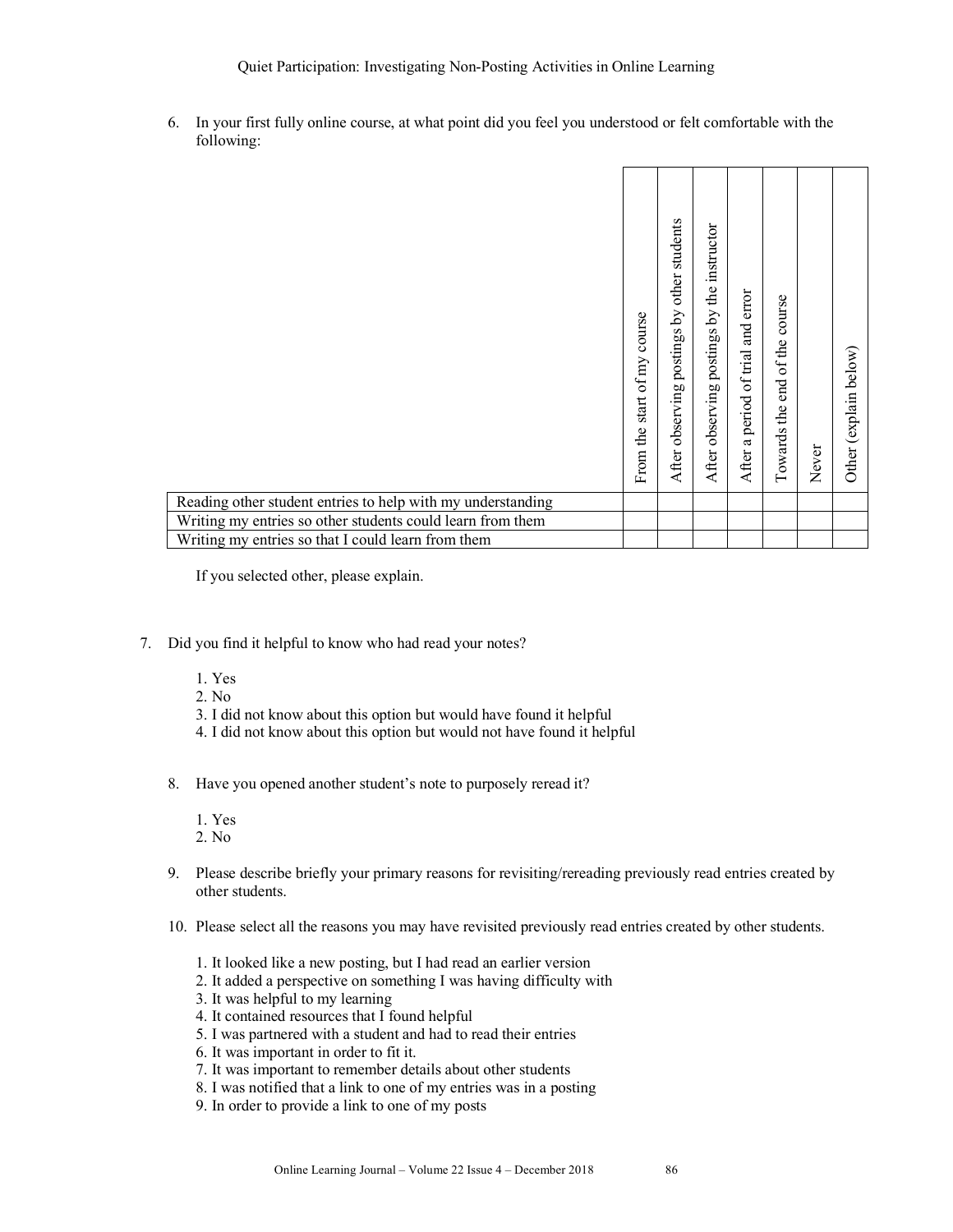6. In your first fully online course, at what point did you feel you understood or felt comfortable with the following:

| | From the start of my course | After observing postings by other students | After observing postings by the instructor | After a period of trial and error | Towards the end of the course | Never | Other (explain below) |
|---|---|---|---|---|---|---|---|
| Reading other student entries to help with my understanding | | | | | | | |
| Writing my entries so other students could learn from them | | | | | | | |
| Writing my entries so that I could learn from them | | | | | | | |

If you selected other, please explain.

7. Did you find it helpful to know who had read your notes?

    1. Yes
    2. No
    3. I did not know about this option but would have found it helpful
    4. I did not know about this option but would not have found it helpful

8. Have you opened another student's note to purposely reread it?

    1. Yes
    2. No

9. Please describe briefly your primary reasons for revisiting/rereading previously read entries created by other students.

10. Please select all the reasons you may have revisited previously read entries created by other students.

    1. It looked like a new posting, but I had read an earlier version
    2. It added a perspective on something I was having difficulty with
    3. It was helpful to my learning
    4. It contained resources that I found helpful
    5. I was partnered with a student and had to read their entries
    6. It was important in order to fit it.
    7. It was important to remember details about other students
    8. I was notified that a link to one of my entries was in a posting
    9. In order to provide a link to one of my posts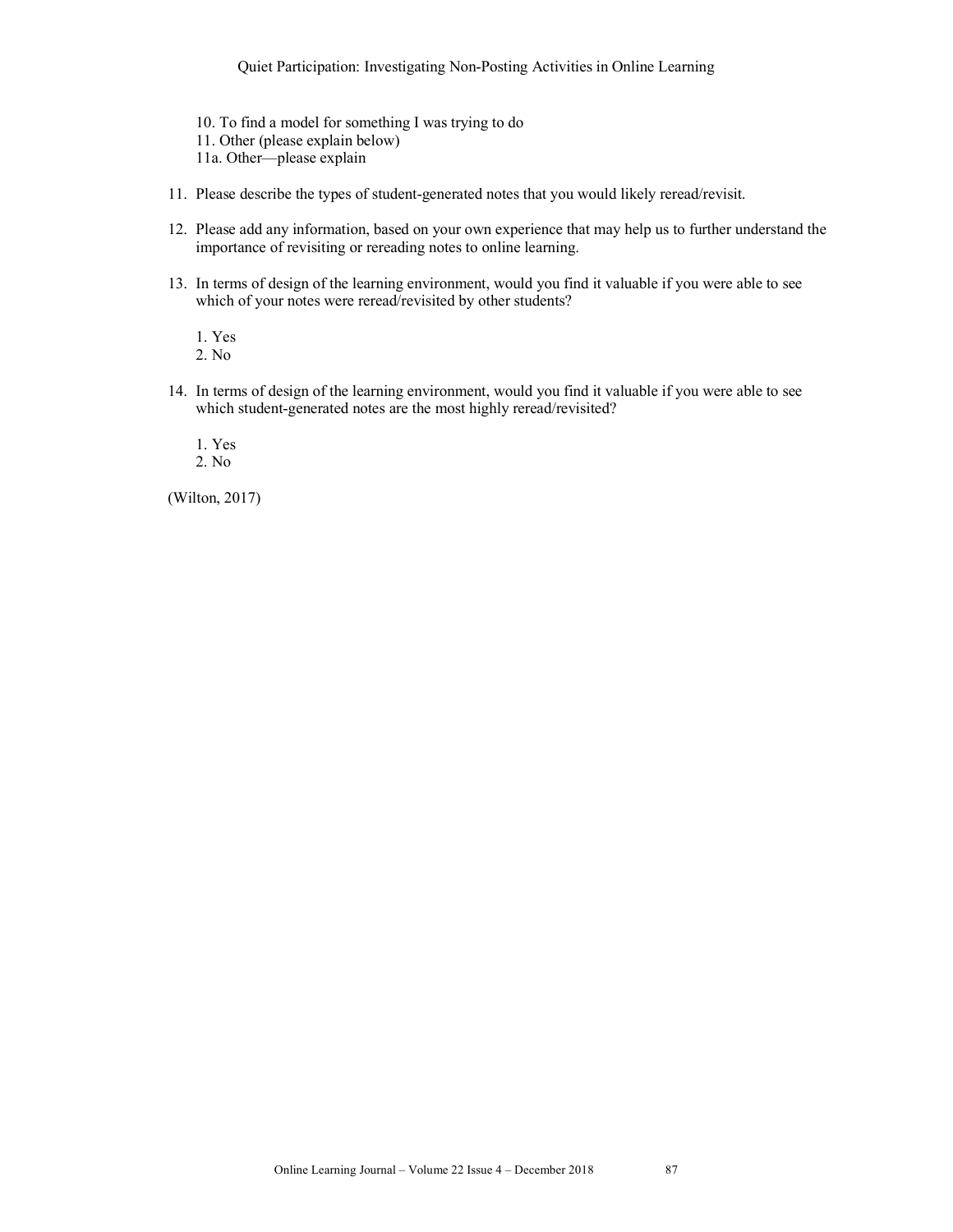10. To find a model for something I was trying to do
11. Other (please explain below)
11a. Other—please explain

11. Please describe the types of student-generated notes that you would likely reread/revisit.

12. Please add any information, based on your own experience that may help us to further understand the importance of revisiting or rereading notes to online learning.

13. In terms of design of the learning environment, would you find it valuable if you were able to see which of your notes were reread/revisited by other students?

    1. Yes
    2. No

14. In terms of design of the learning environment, would you find it valuable if you were able to see which student-generated notes are the most highly reread/revisited?

    1. Yes
    2. No

(Wilton, 2017)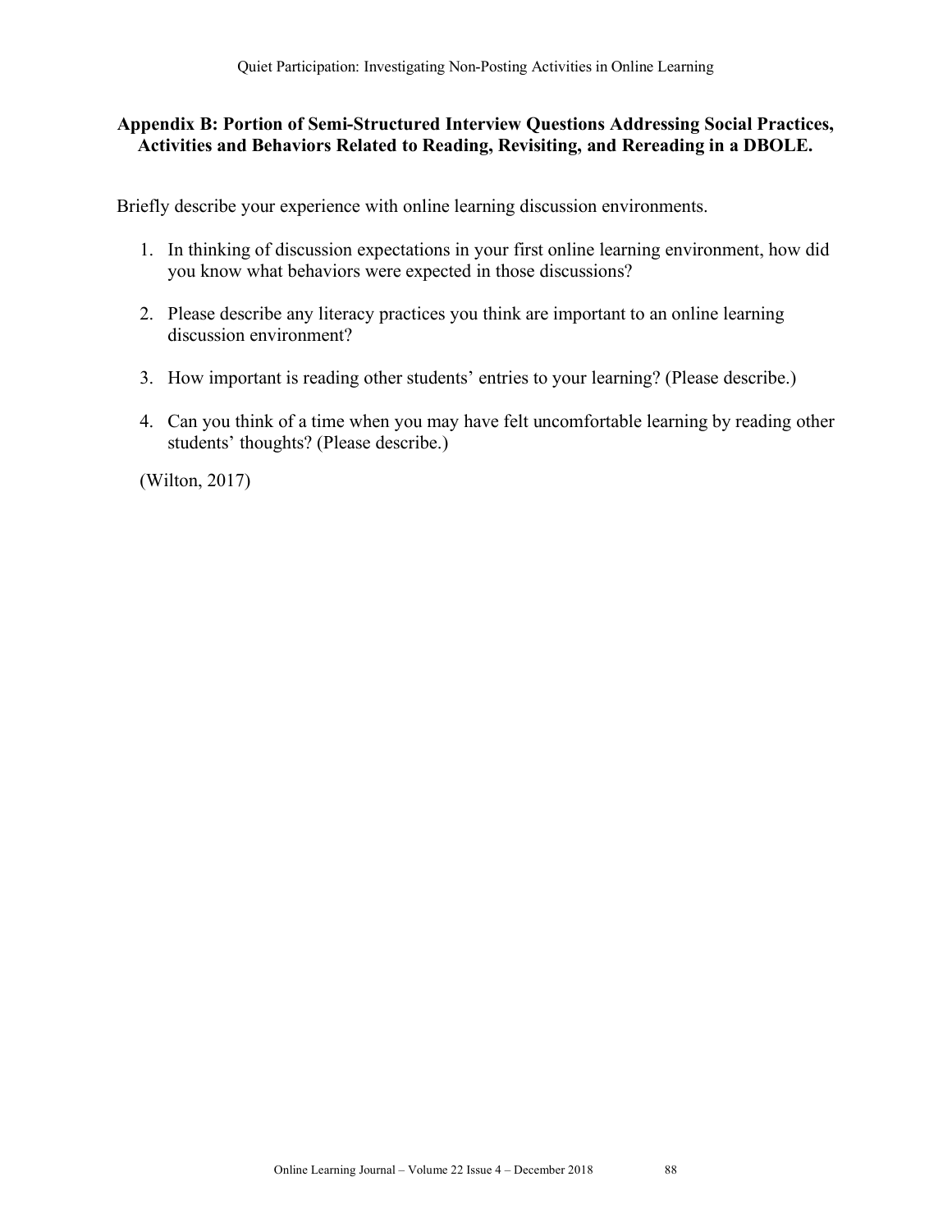## Appendix B: Portion of Semi-Structured Interview Questions Addressing Social Practices, Activities and Behaviors Related to Reading, Revisiting, and Rereading in a DBOLE.

Briefly describe your experience with online learning discussion environments.

1. In thinking of discussion expectations in your first online learning environment, how did you know what behaviors were expected in those discussions?

2. Please describe any literacy practices you think are important to an online learning discussion environment?

3. How important is reading other students' entries to your learning? (Please describe.)

4. Can you think of a time when you may have felt uncomfortable learning by reading other students' thoughts? (Please describe.)

(Wilton, 2017)